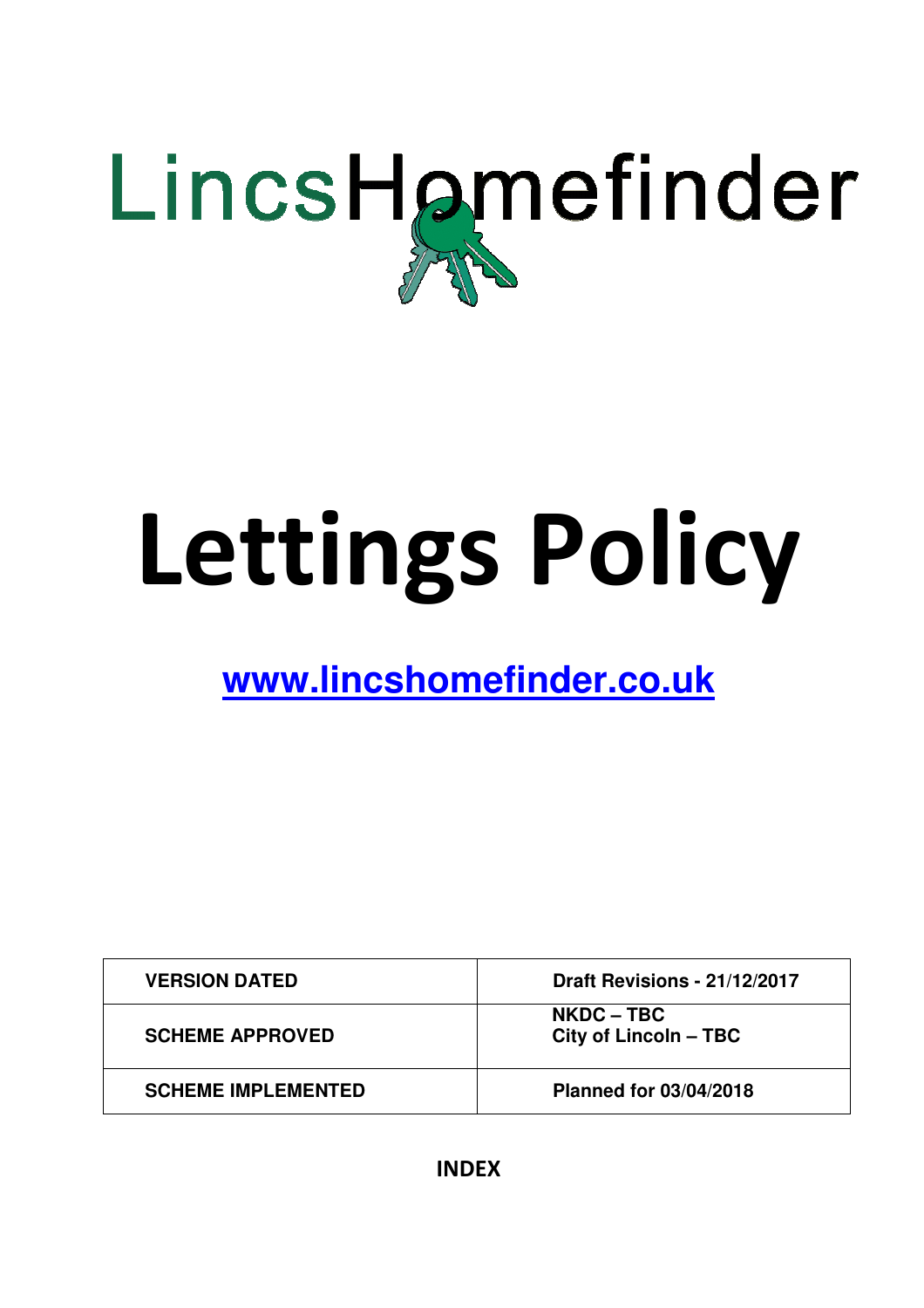LincsHomefinder

# Lettings Policy

**www.lincshomefinder.co.uk**

| VERSION DATED | Draft Revisions - 21/12/2017 |
|---|---|
| SCHEME APPROVED | NKDC – TBC<br>City of Lincoln – TBC |
| SCHEME IMPLEMENTED | Planned for 03/04/2018 |

**INDEX**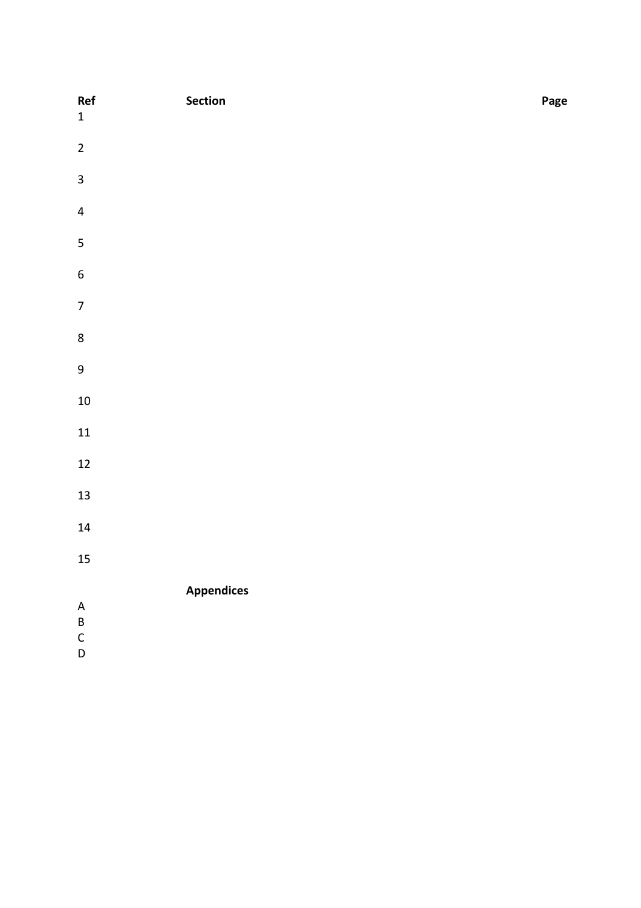| Ref | Section | Page |
| --- | --- | --- |
| 1 | | |
| 2 | | |
| 3 | | |
| 4 | | |
| 5 | | |
| 6 | | |
| 7 | | |
| 8 | | |
| 9 | | |
| 10 | | |
| 11 | | |
| 12 | | |
| 13 | | |
| 14 | | |
| 15 | | |
| | **Appendices** | |
| A | | |
| B | | |
| C | | |
| D | | |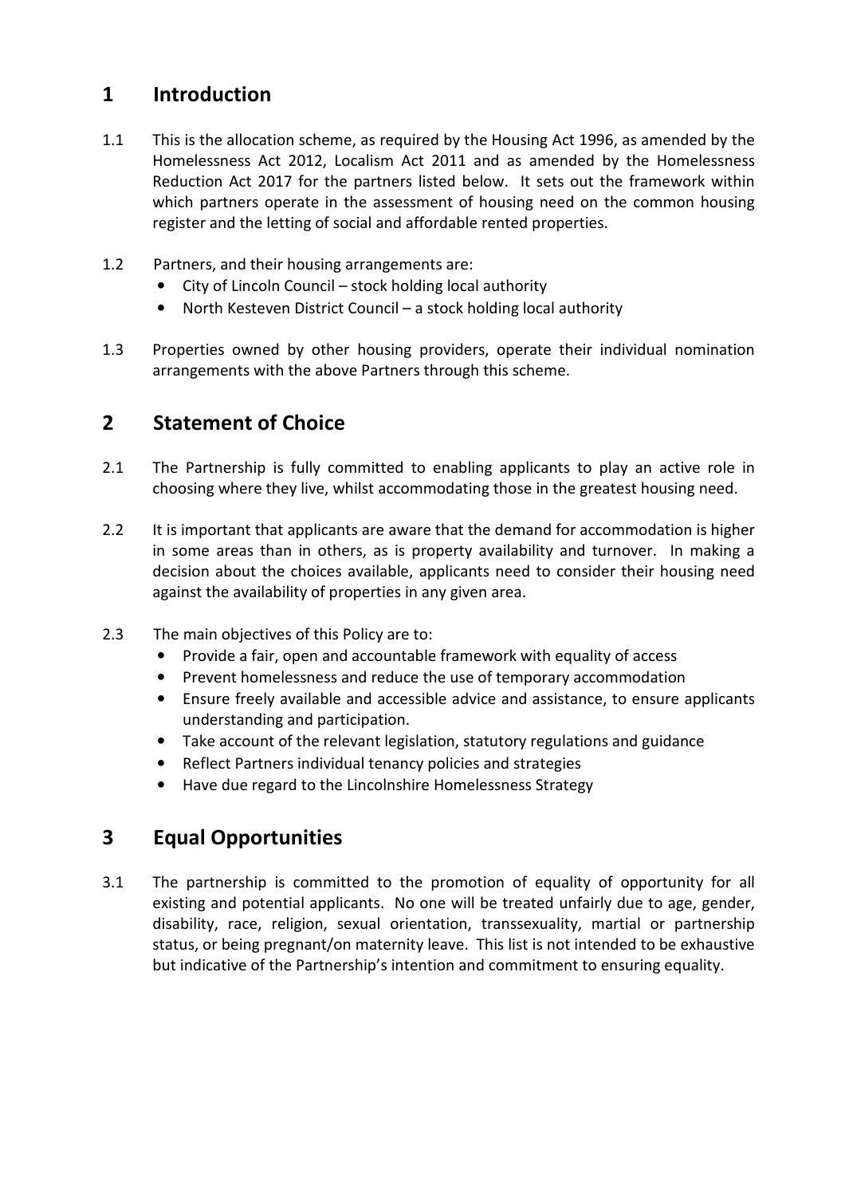## 1 Introduction

1.1 This is the allocation scheme, as required by the Housing Act 1996, as amended by the Homelessness Act 2012, Localism Act 2011 and as amended by the Homelessness Reduction Act 2017 for the partners listed below. It sets out the framework within which partners operate in the assessment of housing need on the common housing register and the letting of social and affordable rented properties.

1.2 Partners, and their housing arrangements are:

- City of Lincoln Council – stock holding local authority
- North Kesteven District Council – a stock holding local authority

1.3 Properties owned by other housing providers, operate their individual nomination arrangements with the above Partners through this scheme.

## 2 Statement of Choice

2.1 The Partnership is fully committed to enabling applicants to play an active role in choosing where they live, whilst accommodating those in the greatest housing need.

2.2 It is important that applicants are aware that the demand for accommodation is higher in some areas than in others, as is property availability and turnover. In making a decision about the choices available, applicants need to consider their housing need against the availability of properties in any given area.

2.3 The main objectives of this Policy are to:

- Provide a fair, open and accountable framework with equality of access
- Prevent homelessness and reduce the use of temporary accommodation
- Ensure freely available and accessible advice and assistance, to ensure applicants understanding and participation.
- Take account of the relevant legislation, statutory regulations and guidance
- Reflect Partners individual tenancy policies and strategies
- Have due regard to the Lincolnshire Homelessness Strategy

## 3 Equal Opportunities

3.1 The partnership is committed to the promotion of equality of opportunity for all existing and potential applicants. No one will be treated unfairly due to age, gender, disability, race, religion, sexual orientation, transsexuality, martial or partnership status, or being pregnant/on maternity leave. This list is not intended to be exhaustive but indicative of the Partnership's intention and commitment to ensuring equality.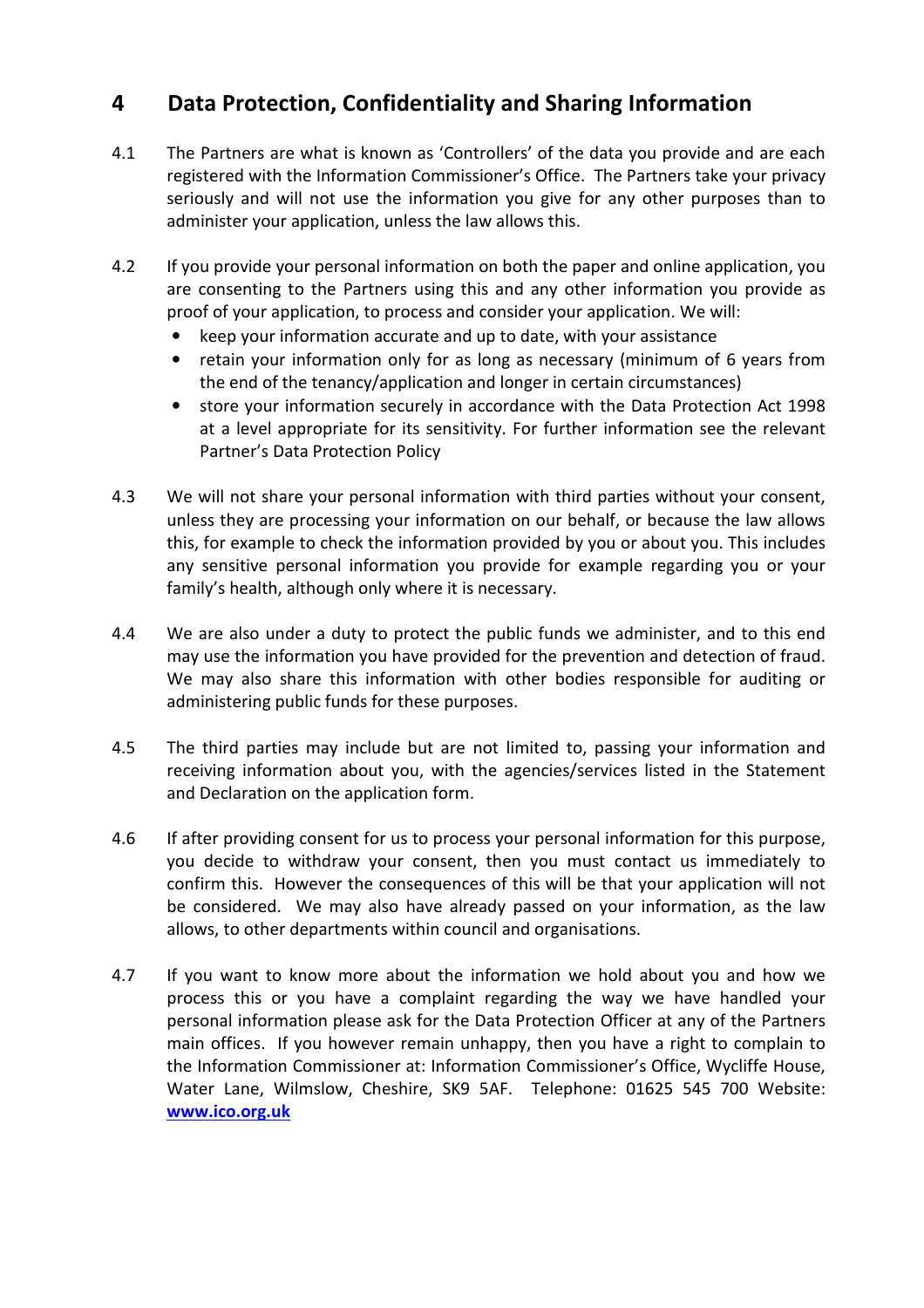## 4 Data Protection, Confidentiality and Sharing Information

4.1 The Partners are what is known as 'Controllers' of the data you provide and are each registered with the Information Commissioner's Office. The Partners take your privacy seriously and will not use the information you give for any other purposes than to administer your application, unless the law allows this.

4.2 If you provide your personal information on both the paper and online application, you are consenting to the Partners using this and any other information you provide as proof of your application, to process and consider your application. We will:

- keep your information accurate and up to date, with your assistance
- retain your information only for as long as necessary (minimum of 6 years from the end of the tenancy/application and longer in certain circumstances)
- store your information securely in accordance with the Data Protection Act 1998 at a level appropriate for its sensitivity. For further information see the relevant Partner's Data Protection Policy

4.3 We will not share your personal information with third parties without your consent, unless they are processing your information on our behalf, or because the law allows this, for example to check the information provided by you or about you. This includes any sensitive personal information you provide for example regarding you or your family's health, although only where it is necessary.

4.4 We are also under a duty to protect the public funds we administer, and to this end may use the information you have provided for the prevention and detection of fraud. We may also share this information with other bodies responsible for auditing or administering public funds for these purposes.

4.5 The third parties may include but are not limited to, passing your information and receiving information about you, with the agencies/services listed in the Statement and Declaration on the application form.

4.6 If after providing consent for us to process your personal information for this purpose, you decide to withdraw your consent, then you must contact us immediately to confirm this. However the consequences of this will be that your application will not be considered. We may also have already passed on your information, as the law allows, to other departments within council and organisations.

4.7 If you want to know more about the information we hold about you and how we process this or you have a complaint regarding the way we have handled your personal information please ask for the Data Protection Officer at any of the Partners main offices. If you however remain unhappy, then you have a right to complain to the Information Commissioner at: Information Commissioner's Office, Wycliffe House, Water Lane, Wilmslow, Cheshire, SK9 5AF. Telephone: 01625 545 700 Website: **www.ico.org.uk**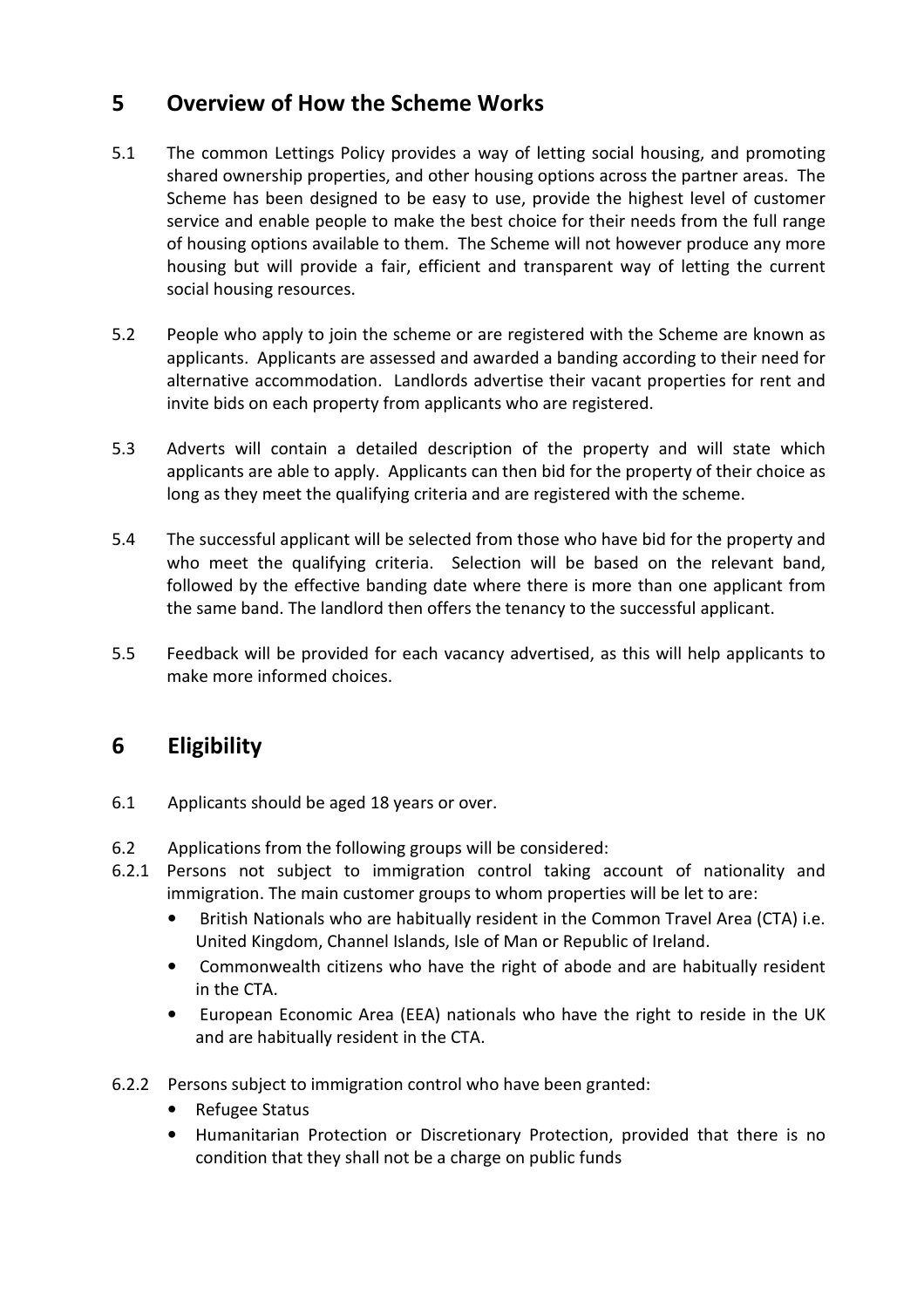## 5 Overview of How the Scheme Works

5.1 The common Lettings Policy provides a way of letting social housing, and promoting shared ownership properties, and other housing options across the partner areas. The Scheme has been designed to be easy to use, provide the highest level of customer service and enable people to make the best choice for their needs from the full range of housing options available to them. The Scheme will not however produce any more housing but will provide a fair, efficient and transparent way of letting the current social housing resources.

5.2 People who apply to join the scheme or are registered with the Scheme are known as applicants. Applicants are assessed and awarded a banding according to their need for alternative accommodation. Landlords advertise their vacant properties for rent and invite bids on each property from applicants who are registered.

5.3 Adverts will contain a detailed description of the property and will state which applicants are able to apply. Applicants can then bid for the property of their choice as long as they meet the qualifying criteria and are registered with the scheme.

5.4 The successful applicant will be selected from those who have bid for the property and who meet the qualifying criteria. Selection will be based on the relevant band, followed by the effective banding date where there is more than one applicant from the same band. The landlord then offers the tenancy to the successful applicant.

5.5 Feedback will be provided for each vacancy advertised, as this will help applicants to make more informed choices.

## 6 Eligibility

6.1 Applicants should be aged 18 years or over.

6.2 Applications from the following groups will be considered:

6.2.1 Persons not subject to immigration control taking account of nationality and immigration. The main customer groups to whom properties will be let to are:

- British Nationals who are habitually resident in the Common Travel Area (CTA) i.e. United Kingdom, Channel Islands, Isle of Man or Republic of Ireland.
- Commonwealth citizens who have the right of abode and are habitually resident in the CTA.
- European Economic Area (EEA) nationals who have the right to reside in the UK and are habitually resident in the CTA.

6.2.2 Persons subject to immigration control who have been granted:

- Refugee Status
- Humanitarian Protection or Discretionary Protection, provided that there is no condition that they shall not be a charge on public funds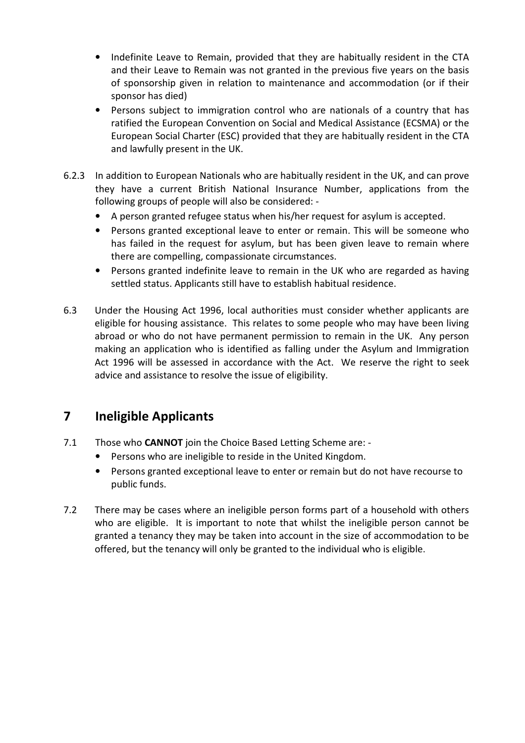- Indefinite Leave to Remain, provided that they are habitually resident in the CTA and their Leave to Remain was not granted in the previous five years on the basis of sponsorship given in relation to maintenance and accommodation (or if their sponsor has died)
- Persons subject to immigration control who are nationals of a country that has ratified the European Convention on Social and Medical Assistance (ECSMA) or the European Social Charter (ESC) provided that they are habitually resident in the CTA and lawfully present in the UK.

6.2.3 In addition to European Nationals who are habitually resident in the UK, and can prove they have a current British National Insurance Number, applications from the following groups of people will also be considered: -

- A person granted refugee status when his/her request for asylum is accepted.
- Persons granted exceptional leave to enter or remain. This will be someone who has failed in the request for asylum, but has been given leave to remain where there are compelling, compassionate circumstances.
- Persons granted indefinite leave to remain in the UK who are regarded as having settled status. Applicants still have to establish habitual residence.

6.3 Under the Housing Act 1996, local authorities must consider whether applicants are eligible for housing assistance. This relates to some people who may have been living abroad or who do not have permanent permission to remain in the UK. Any person making an application who is identified as falling under the Asylum and Immigration Act 1996 will be assessed in accordance with the Act. We reserve the right to seek advice and assistance to resolve the issue of eligibility.

## 7 Ineligible Applicants

7.1 Those who **CANNOT** join the Choice Based Letting Scheme are: -

- Persons who are ineligible to reside in the United Kingdom.
- Persons granted exceptional leave to enter or remain but do not have recourse to public funds.

7.2 There may be cases where an ineligible person forms part of a household with others who are eligible. It is important to note that whilst the ineligible person cannot be granted a tenancy they may be taken into account in the size of accommodation to be offered, but the tenancy will only be granted to the individual who is eligible.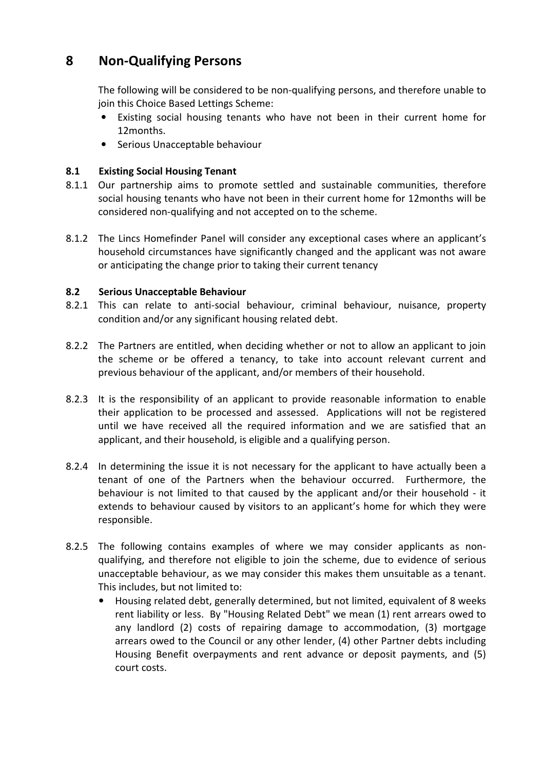# 8 Non-Qualifying Persons

The following will be considered to be non-qualifying persons, and therefore unable to join this Choice Based Lettings Scheme:

- Existing social housing tenants who have not been in their current home for 12months.
- Serious Unacceptable behaviour

### 8.1 Existing Social Housing Tenant

8.1.1 Our partnership aims to promote settled and sustainable communities, therefore social housing tenants who have not been in their current home for 12months will be considered non-qualifying and not accepted on to the scheme.

8.1.2 The Lincs Homefinder Panel will consider any exceptional cases where an applicant's household circumstances have significantly changed and the applicant was not aware or anticipating the change prior to taking their current tenancy

### 8.2 Serious Unacceptable Behaviour

8.2.1 This can relate to anti-social behaviour, criminal behaviour, nuisance, property condition and/or any significant housing related debt.

8.2.2 The Partners are entitled, when deciding whether or not to allow an applicant to join the scheme or be offered a tenancy, to take into account relevant current and previous behaviour of the applicant, and/or members of their household.

8.2.3 It is the responsibility of an applicant to provide reasonable information to enable their application to be processed and assessed. Applications will not be registered until we have received all the required information and we are satisfied that an applicant, and their household, is eligible and a qualifying person.

8.2.4 In determining the issue it is not necessary for the applicant to have actually been a tenant of one of the Partners when the behaviour occurred. Furthermore, the behaviour is not limited to that caused by the applicant and/or their household - it extends to behaviour caused by visitors to an applicant's home for which they were responsible.

8.2.5 The following contains examples of where we may consider applicants as non-qualifying, and therefore not eligible to join the scheme, due to evidence of serious unacceptable behaviour, as we may consider this makes them unsuitable as a tenant. This includes, but not limited to:

- Housing related debt, generally determined, but not limited, equivalent of 8 weeks rent liability or less. By "Housing Related Debt" we mean (1) rent arrears owed to any landlord (2) costs of repairing damage to accommodation, (3) mortgage arrears owed to the Council or any other lender, (4) other Partner debts including Housing Benefit overpayments and rent advance or deposit payments, and (5) court costs.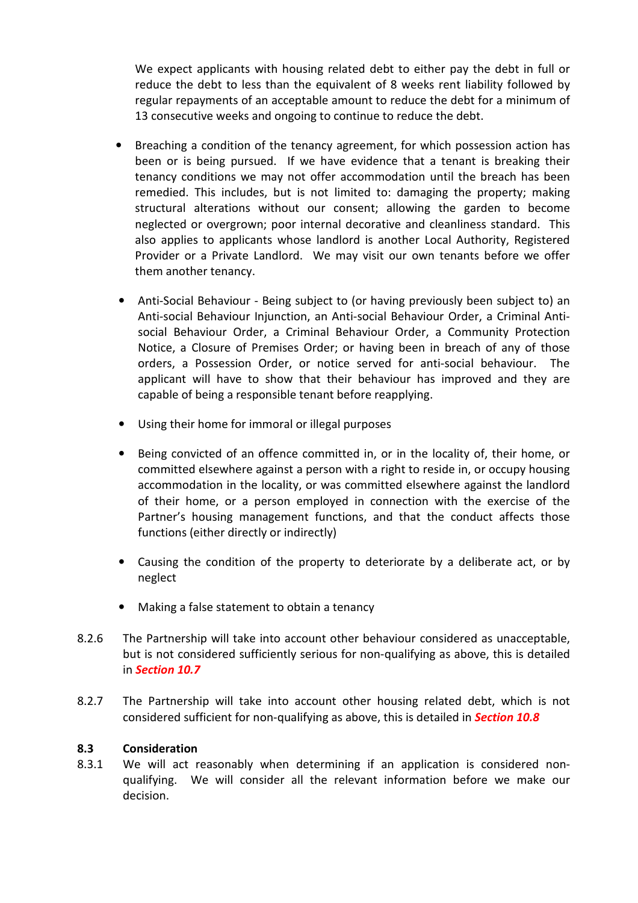We expect applicants with housing related debt to either pay the debt in full or reduce the debt to less than the equivalent of 8 weeks rent liability followed by regular repayments of an acceptable amount to reduce the debt for a minimum of 13 consecutive weeks and ongoing to continue to reduce the debt.

- Breaching a condition of the tenancy agreement, for which possession action has been or is being pursued. If we have evidence that a tenant is breaking their tenancy conditions we may not offer accommodation until the breach has been remedied. This includes, but is not limited to: damaging the property; making structural alterations without our consent; allowing the garden to become neglected or overgrown; poor internal decorative and cleanliness standard. This also applies to applicants whose landlord is another Local Authority, Registered Provider or a Private Landlord. We may visit our own tenants before we offer them another tenancy.

- Anti-Social Behaviour - Being subject to (or having previously been subject to) an Anti-social Behaviour Injunction, an Anti-social Behaviour Order, a Criminal Anti-social Behaviour Order, a Criminal Behaviour Order, a Community Protection Notice, a Closure of Premises Order; or having been in breach of any of those orders, a Possession Order, or notice served for anti-social behaviour. The applicant will have to show that their behaviour has improved and they are capable of being a responsible tenant before reapplying.

- Using their home for immoral or illegal purposes

- Being convicted of an offence committed in, or in the locality of, their home, or committed elsewhere against a person with a right to reside in, or occupy housing accommodation in the locality, or was committed elsewhere against the landlord of their home, or a person employed in connection with the exercise of the Partner's housing management functions, and that the conduct affects those functions (either directly or indirectly)

- Causing the condition of the property to deteriorate by a deliberate act, or by neglect

- Making a false statement to obtain a tenancy

8.2.6 The Partnership will take into account other behaviour considered as unacceptable, but is not considered sufficiently serious for non-qualifying as above, this is detailed in ***Section 10.7***

8.2.7 The Partnership will take into account other housing related debt, which is not considered sufficient for non-qualifying as above, this is detailed in ***Section 10.8***

### 8.3 Consideration

8.3.1 We will act reasonably when determining if an application is considered non-qualifying. We will consider all the relevant information before we make our decision.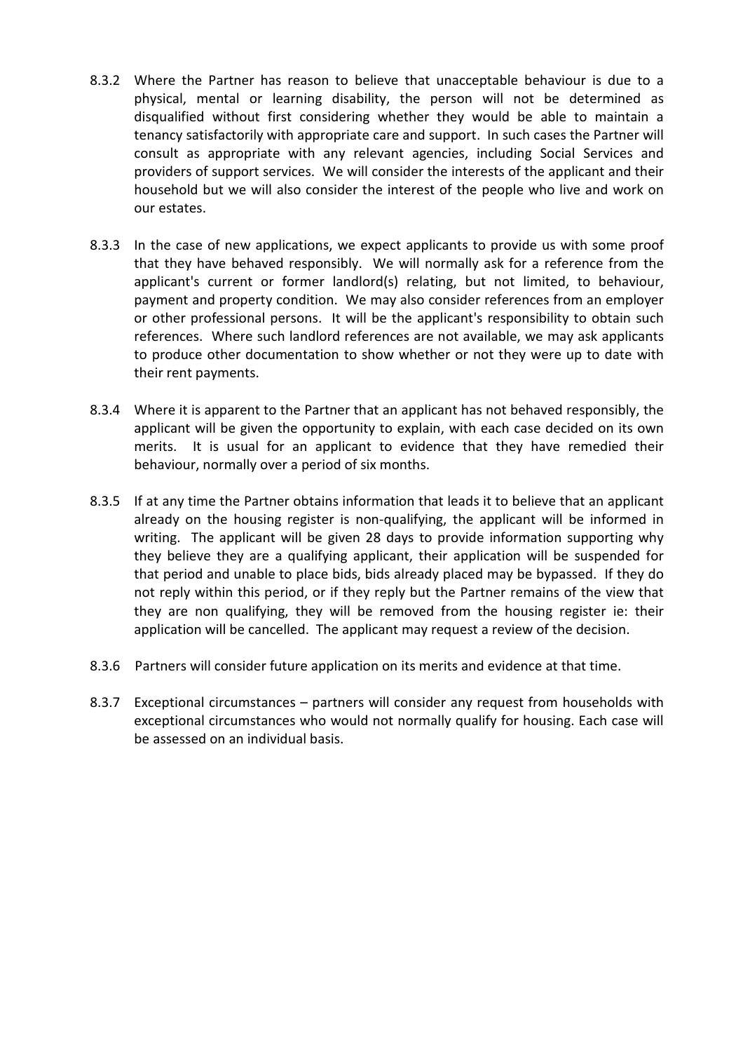8.3.2 Where the Partner has reason to believe that unacceptable behaviour is due to a physical, mental or learning disability, the person will not be determined as disqualified without first considering whether they would be able to maintain a tenancy satisfactorily with appropriate care and support. In such cases the Partner will consult as appropriate with any relevant agencies, including Social Services and providers of support services. We will consider the interests of the applicant and their household but we will also consider the interest of the people who live and work on our estates.

8.3.3 In the case of new applications, we expect applicants to provide us with some proof that they have behaved responsibly. We will normally ask for a reference from the applicant's current or former landlord(s) relating, but not limited, to behaviour, payment and property condition. We may also consider references from an employer or other professional persons. It will be the applicant's responsibility to obtain such references. Where such landlord references are not available, we may ask applicants to produce other documentation to show whether or not they were up to date with their rent payments.

8.3.4 Where it is apparent to the Partner that an applicant has not behaved responsibly, the applicant will be given the opportunity to explain, with each case decided on its own merits. It is usual for an applicant to evidence that they have remedied their behaviour, normally over a period of six months.

8.3.5 If at any time the Partner obtains information that leads it to believe that an applicant already on the housing register is non-qualifying, the applicant will be informed in writing. The applicant will be given 28 days to provide information supporting why they believe they are a qualifying applicant, their application will be suspended for that period and unable to place bids, bids already placed may be bypassed. If they do not reply within this period, or if they reply but the Partner remains of the view that they are non qualifying, they will be removed from the housing register ie: their application will be cancelled. The applicant may request a review of the decision.

8.3.6 Partners will consider future application on its merits and evidence at that time.

8.3.7 Exceptional circumstances – partners will consider any request from households with exceptional circumstances who would not normally qualify for housing. Each case will be assessed on an individual basis.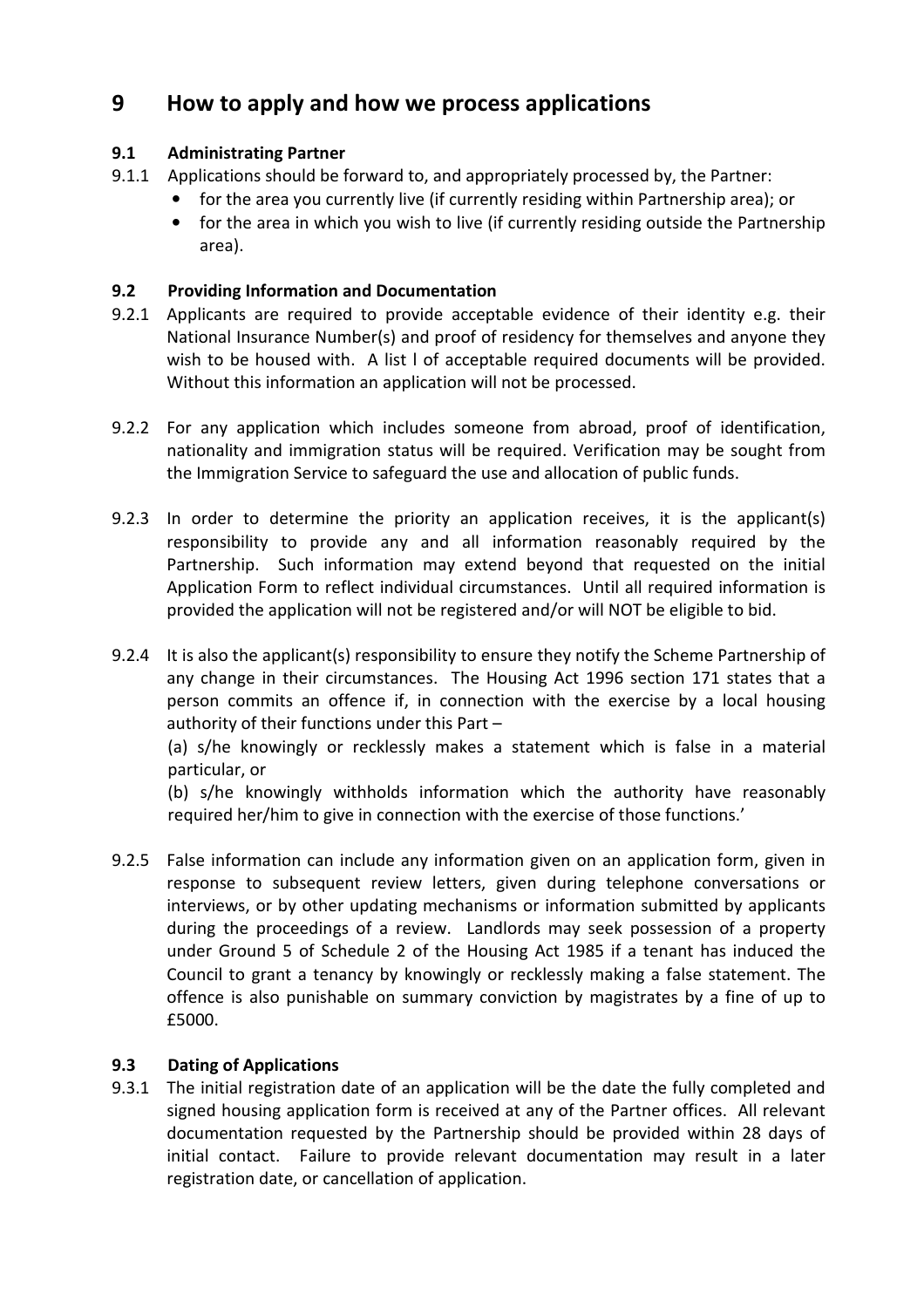# 9 How to apply and how we process applications

## 9.1 Administrating Partner

9.1.1 Applications should be forward to, and appropriately processed by, the Partner:

- for the area you currently live (if currently residing within Partnership area); or
- for the area in which you wish to live (if currently residing outside the Partnership area).

## 9.2 Providing Information and Documentation

9.2.1 Applicants are required to provide acceptable evidence of their identity e.g. their National Insurance Number(s) and proof of residency for themselves and anyone they wish to be housed with. A list l of acceptable required documents will be provided. Without this information an application will not be processed.

9.2.2 For any application which includes someone from abroad, proof of identification, nationality and immigration status will be required. Verification may be sought from the Immigration Service to safeguard the use and allocation of public funds.

9.2.3 In order to determine the priority an application receives, it is the applicant(s) responsibility to provide any and all information reasonably required by the Partnership. Such information may extend beyond that requested on the initial Application Form to reflect individual circumstances. Until all required information is provided the application will not be registered and/or will NOT be eligible to bid.

9.2.4 It is also the applicant(s) responsibility to ensure they notify the Scheme Partnership of any change in their circumstances. The Housing Act 1996 section 171 states that a person commits an offence if, in connection with the exercise by a local housing authority of their functions under this Part –

(a) s/he knowingly or recklessly makes a statement which is false in a material particular, or

(b) s/he knowingly withholds information which the authority have reasonably required her/him to give in connection with the exercise of those functions.'

9.2.5 False information can include any information given on an application form, given in response to subsequent review letters, given during telephone conversations or interviews, or by other updating mechanisms or information submitted by applicants during the proceedings of a review. Landlords may seek possession of a property under Ground 5 of Schedule 2 of the Housing Act 1985 if a tenant has induced the Council to grant a tenancy by knowingly or recklessly making a false statement. The offence is also punishable on summary conviction by magistrates by a fine of up to £5000.

## 9.3 Dating of Applications

9.3.1 The initial registration date of an application will be the date the fully completed and signed housing application form is received at any of the Partner offices. All relevant documentation requested by the Partnership should be provided within 28 days of initial contact. Failure to provide relevant documentation may result in a later registration date, or cancellation of application.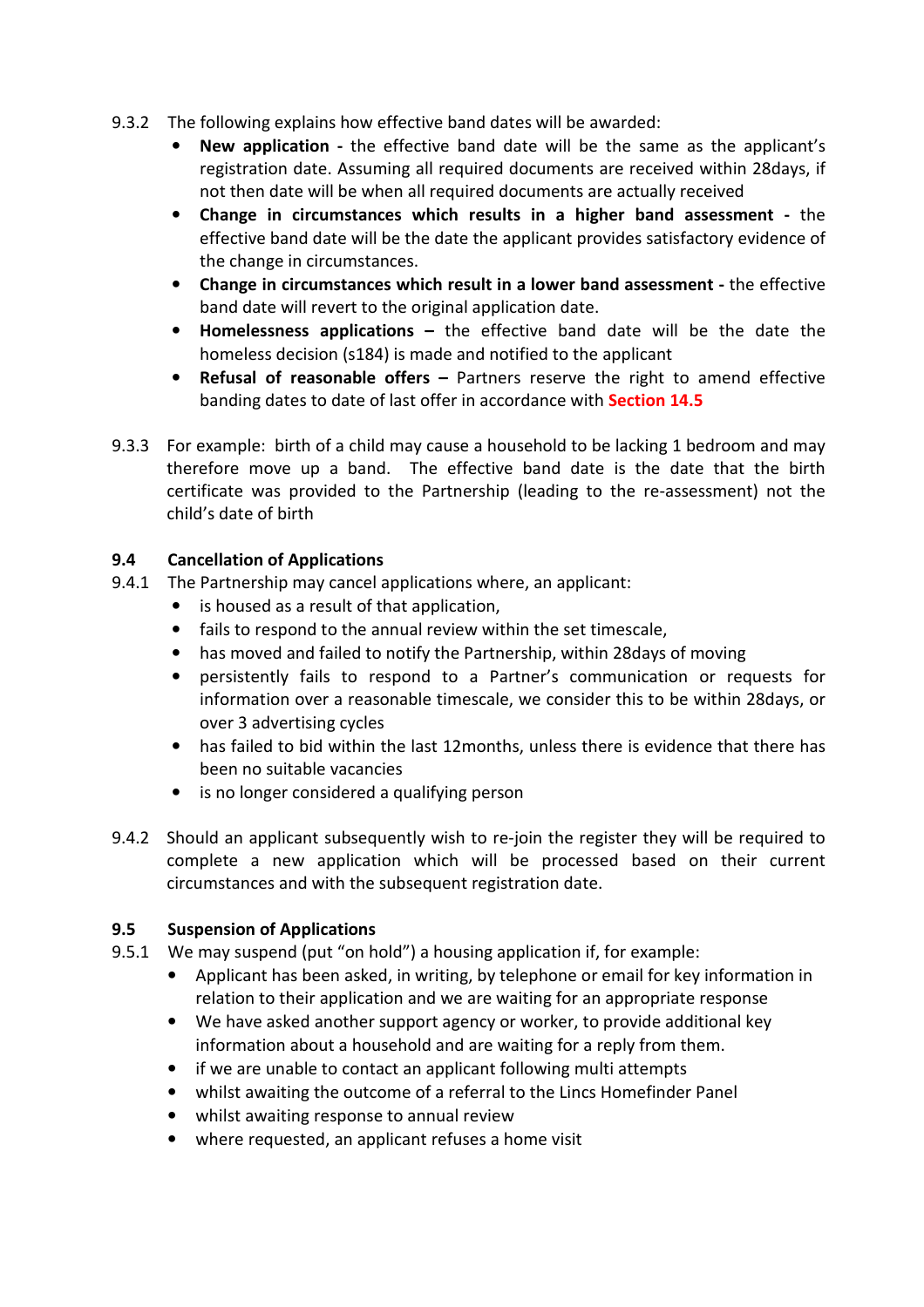9.3.2 The following explains how effective band dates will be awarded:

- **New application -** the effective band date will be the same as the applicant's registration date. Assuming all required documents are received within 28days, if not then date will be when all required documents are actually received
- **Change in circumstances which results in a higher band assessment -** the effective band date will be the date the applicant provides satisfactory evidence of the change in circumstances.
- **Change in circumstances which result in a lower band assessment -** the effective band date will revert to the original application date.
- **Homelessness applications –** the effective band date will be the date the homeless decision (s184) is made and notified to the applicant
- **Refusal of reasonable offers –** Partners reserve the right to amend effective banding dates to date of last offer in accordance with **Section 14.5**

9.3.3 For example: birth of a child may cause a household to be lacking 1 bedroom and may therefore move up a band. The effective band date is the date that the birth certificate was provided to the Partnership (leading to the re-assessment) not the child's date of birth

### 9.4 Cancellation of Applications

9.4.1 The Partnership may cancel applications where, an applicant:

- is housed as a result of that application,
- fails to respond to the annual review within the set timescale,
- has moved and failed to notify the Partnership, within 28days of moving
- persistently fails to respond to a Partner's communication or requests for information over a reasonable timescale, we consider this to be within 28days, or over 3 advertising cycles
- has failed to bid within the last 12months, unless there is evidence that there has been no suitable vacancies
- is no longer considered a qualifying person

9.4.2 Should an applicant subsequently wish to re-join the register they will be required to complete a new application which will be processed based on their current circumstances and with the subsequent registration date.

### 9.5 Suspension of Applications

9.5.1 We may suspend (put "on hold") a housing application if, for example:

- Applicant has been asked, in writing, by telephone or email for key information in relation to their application and we are waiting for an appropriate response
- We have asked another support agency or worker, to provide additional key information about a household and are waiting for a reply from them.
- if we are unable to contact an applicant following multi attempts
- whilst awaiting the outcome of a referral to the Lincs Homefinder Panel
- whilst awaiting response to annual review
- where requested, an applicant refuses a home visit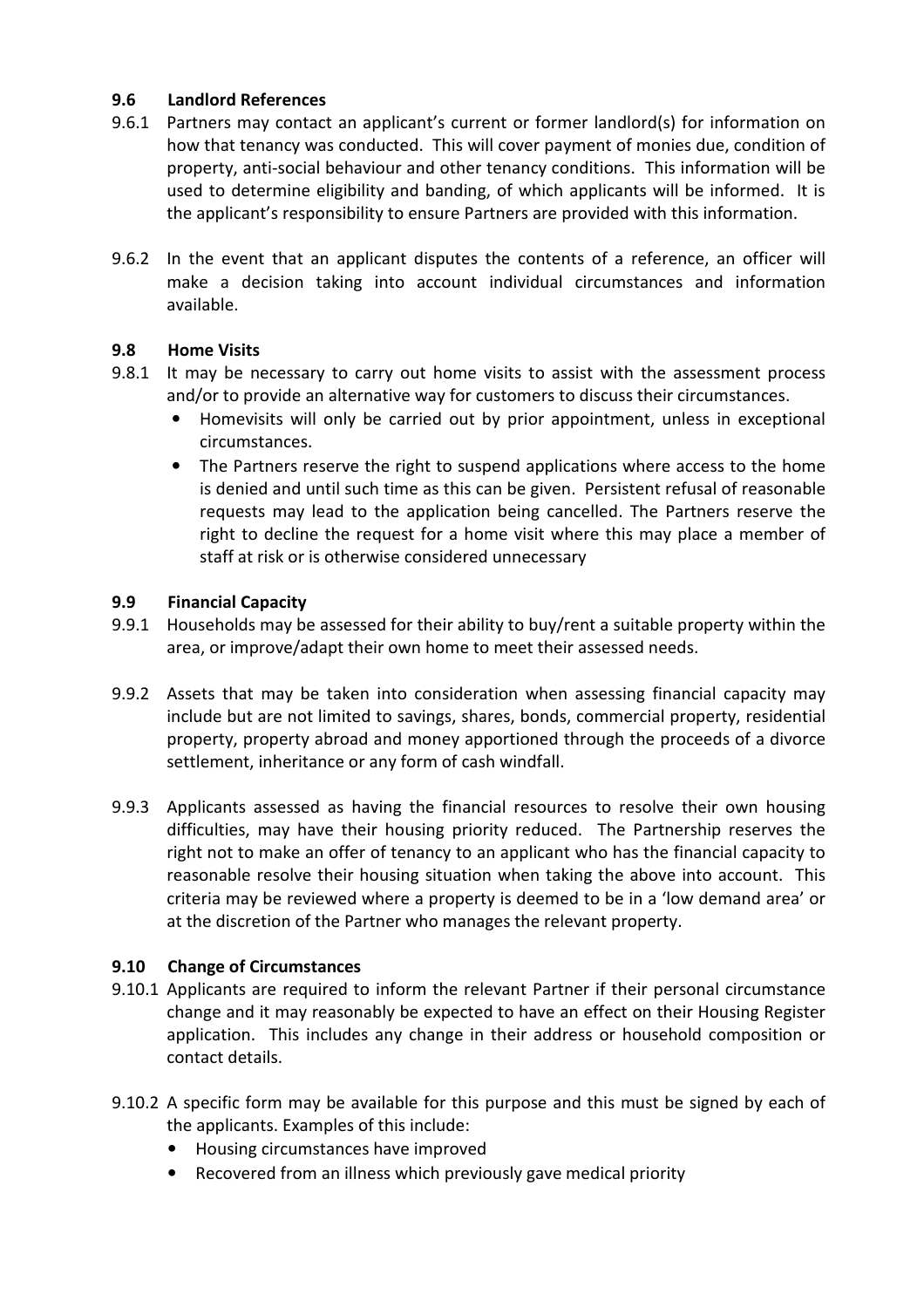### 9.6 Landlord References

9.6.1 Partners may contact an applicant's current or former landlord(s) for information on how that tenancy was conducted. This will cover payment of monies due, condition of property, anti-social behaviour and other tenancy conditions. This information will be used to determine eligibility and banding, of which applicants will be informed. It is the applicant's responsibility to ensure Partners are provided with this information.

9.6.2 In the event that an applicant disputes the contents of a reference, an officer will make a decision taking into account individual circumstances and information available.

### 9.8 Home Visits

9.8.1 It may be necessary to carry out home visits to assist with the assessment process and/or to provide an alternative way for customers to discuss their circumstances.

- Homevisits will only be carried out by prior appointment, unless in exceptional circumstances.
- The Partners reserve the right to suspend applications where access to the home is denied and until such time as this can be given. Persistent refusal of reasonable requests may lead to the application being cancelled. The Partners reserve the right to decline the request for a home visit where this may place a member of staff at risk or is otherwise considered unnecessary

### 9.9 Financial Capacity

9.9.1 Households may be assessed for their ability to buy/rent a suitable property within the area, or improve/adapt their own home to meet their assessed needs.

9.9.2 Assets that may be taken into consideration when assessing financial capacity may include but are not limited to savings, shares, bonds, commercial property, residential property, property abroad and money apportioned through the proceeds of a divorce settlement, inheritance or any form of cash windfall.

9.9.3 Applicants assessed as having the financial resources to resolve their own housing difficulties, may have their housing priority reduced. The Partnership reserves the right not to make an offer of tenancy to an applicant who has the financial capacity to reasonable resolve their housing situation when taking the above into account. This criteria may be reviewed where a property is deemed to be in a 'low demand area' or at the discretion of the Partner who manages the relevant property.

### 9.10 Change of Circumstances

9.10.1 Applicants are required to inform the relevant Partner if their personal circumstance change and it may reasonably be expected to have an effect on their Housing Register application. This includes any change in their address or household composition or contact details.

9.10.2 A specific form may be available for this purpose and this must be signed by each of the applicants. Examples of this include:

- Housing circumstances have improved
- Recovered from an illness which previously gave medical priority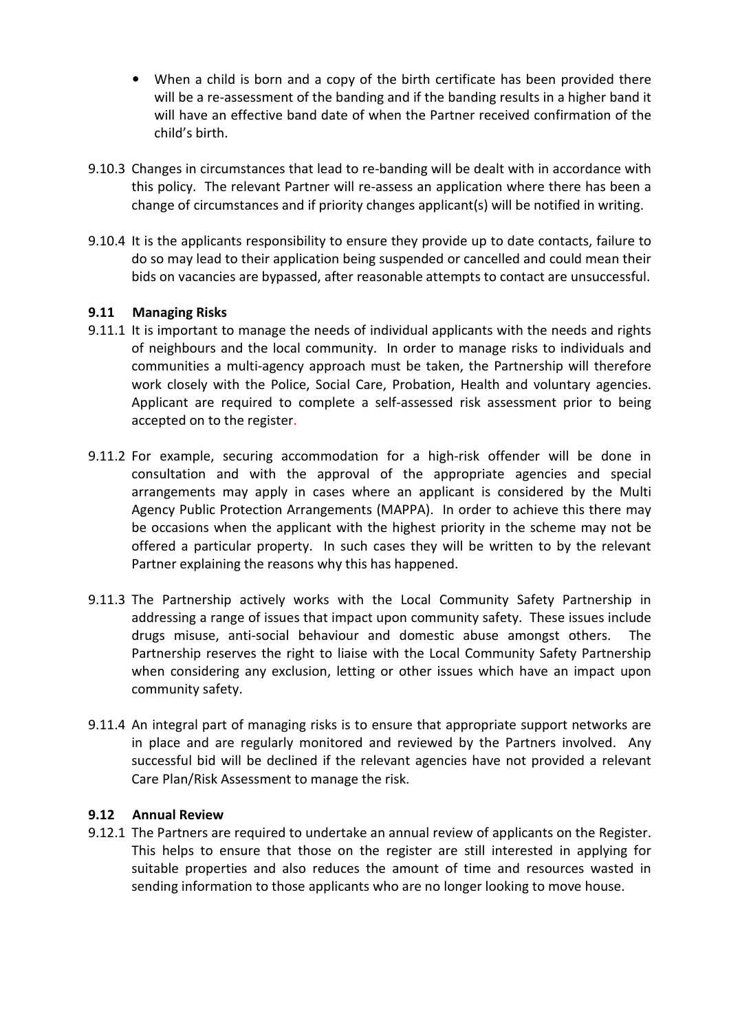- When a child is born and a copy of the birth certificate has been provided there will be a re-assessment of the banding and if the banding results in a higher band it will have an effective band date of when the Partner received confirmation of the child's birth.

9.10.3 Changes in circumstances that lead to re-banding will be dealt with in accordance with this policy. The relevant Partner will re-assess an application where there has been a change of circumstances and if priority changes applicant(s) will be notified in writing.

9.10.4 It is the applicants responsibility to ensure they provide up to date contacts, failure to do so may lead to their application being suspended or cancelled and could mean their bids on vacancies are bypassed, after reasonable attempts to contact are unsuccessful.

### 9.11 Managing Risks

9.11.1 It is important to manage the needs of individual applicants with the needs and rights of neighbours and the local community. In order to manage risks to individuals and communities a multi-agency approach must be taken, the Partnership will therefore work closely with the Police, Social Care, Probation, Health and voluntary agencies. Applicant are required to complete a self-assessed risk assessment prior to being accepted on to the register.

9.11.2 For example, securing accommodation for a high-risk offender will be done in consultation and with the approval of the appropriate agencies and special arrangements may apply in cases where an applicant is considered by the Multi Agency Public Protection Arrangements (MAPPA). In order to achieve this there may be occasions when the applicant with the highest priority in the scheme may not be offered a particular property. In such cases they will be written to by the relevant Partner explaining the reasons why this has happened.

9.11.3 The Partnership actively works with the Local Community Safety Partnership in addressing a range of issues that impact upon community safety. These issues include drugs misuse, anti-social behaviour and domestic abuse amongst others. The Partnership reserves the right to liaise with the Local Community Safety Partnership when considering any exclusion, letting or other issues which have an impact upon community safety.

9.11.4 An integral part of managing risks is to ensure that appropriate support networks are in place and are regularly monitored and reviewed by the Partners involved. Any successful bid will be declined if the relevant agencies have not provided a relevant Care Plan/Risk Assessment to manage the risk.

### 9.12 Annual Review

9.12.1 The Partners are required to undertake an annual review of applicants on the Register. This helps to ensure that those on the register are still interested in applying for suitable properties and also reduces the amount of time and resources wasted in sending information to those applicants who are no longer looking to move house.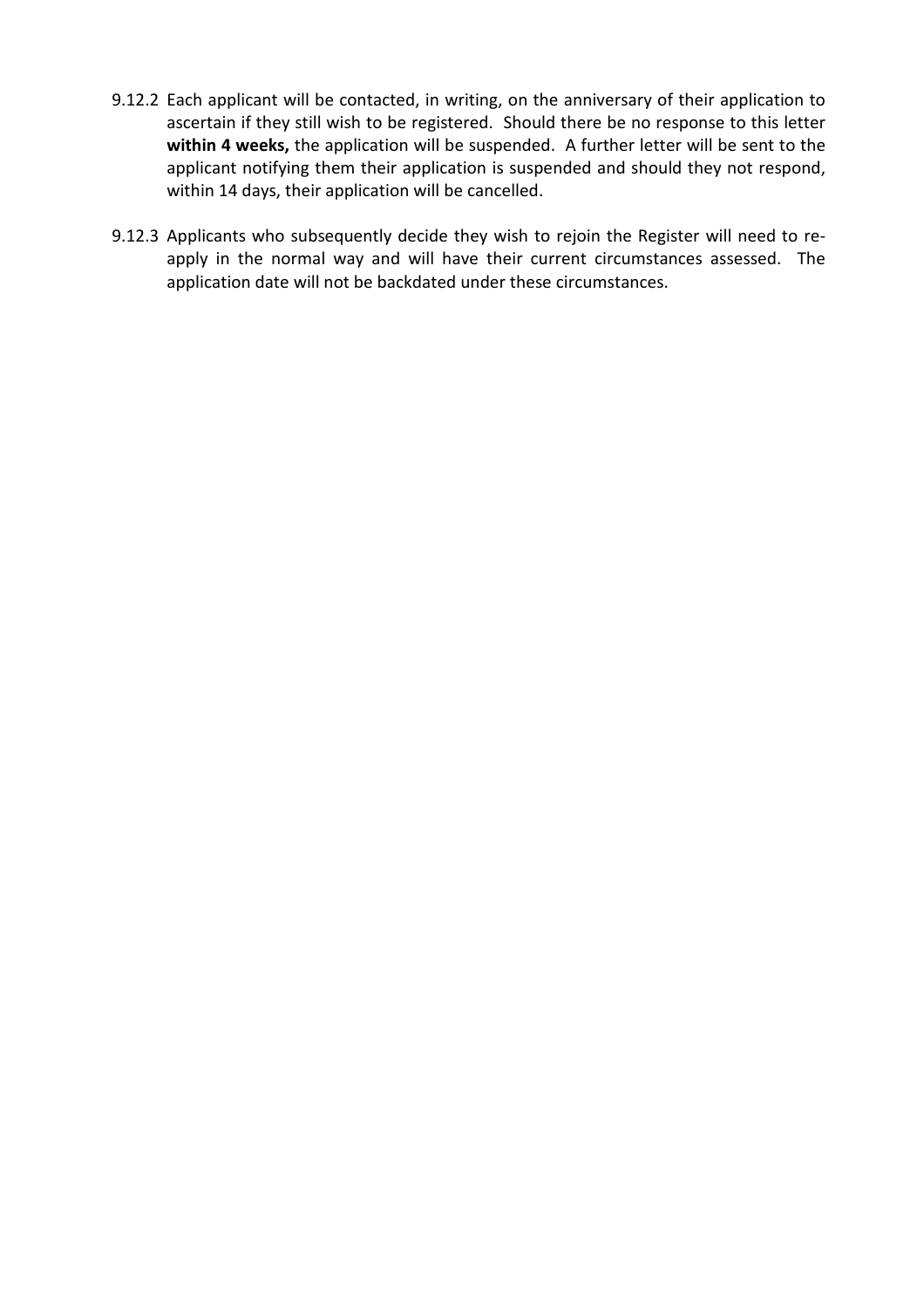9.12.2 Each applicant will be contacted, in writing, on the anniversary of their application to ascertain if they still wish to be registered. Should there be no response to this letter **within 4 weeks,** the application will be suspended. A further letter will be sent to the applicant notifying them their application is suspended and should they not respond, within 14 days, their application will be cancelled.

9.12.3 Applicants who subsequently decide they wish to rejoin the Register will need to re-apply in the normal way and will have their current circumstances assessed. The application date will not be backdated under these circumstances.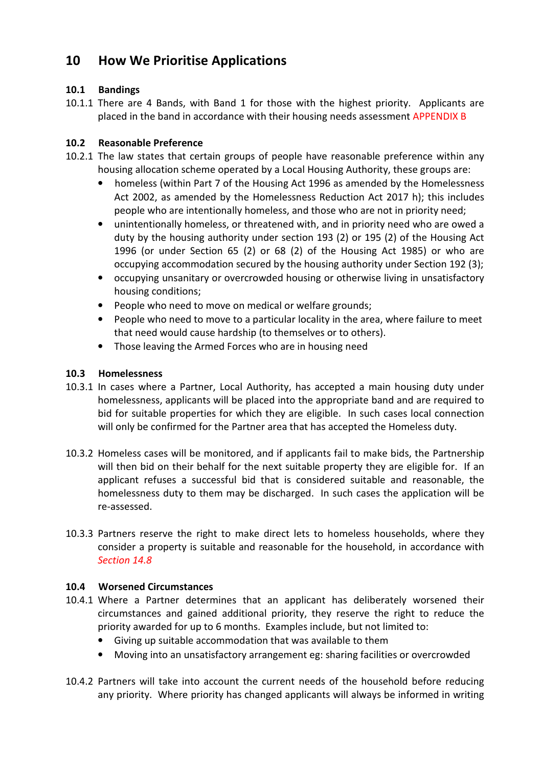# 10 How We Prioritise Applications

## 10.1 Bandings

10.1.1 There are 4 Bands, with Band 1 for those with the highest priority. Applicants are placed in the band in accordance with their housing needs assessment APPENDIX B

## 10.2 Reasonable Preference

10.2.1 The law states that certain groups of people have reasonable preference within any housing allocation scheme operated by a Local Housing Authority, these groups are:

- homeless (within Part 7 of the Housing Act 1996 as amended by the Homelessness Act 2002, as amended by the Homelessness Reduction Act 2017 h); this includes people who are intentionally homeless, and those who are not in priority need;
- unintentionally homeless, or threatened with, and in priority need who are owed a duty by the housing authority under section 193 (2) or 195 (2) of the Housing Act 1996 (or under Section 65 (2) or 68 (2) of the Housing Act 1985) or who are occupying accommodation secured by the housing authority under Section 192 (3);
- occupying unsanitary or overcrowded housing or otherwise living in unsatisfactory housing conditions;
- People who need to move on medical or welfare grounds;
- People who need to move to a particular locality in the area, where failure to meet that need would cause hardship (to themselves or to others).
- Those leaving the Armed Forces who are in housing need

## 10.3 Homelessness

10.3.1 In cases where a Partner, Local Authority, has accepted a main housing duty under homelessness, applicants will be placed into the appropriate band and are required to bid for suitable properties for which they are eligible. In such cases local connection will only be confirmed for the Partner area that has accepted the Homeless duty.

10.3.2 Homeless cases will be monitored, and if applicants fail to make bids, the Partnership will then bid on their behalf for the next suitable property they are eligible for. If an applicant refuses a successful bid that is considered suitable and reasonable, the homelessness duty to them may be discharged. In such cases the application will be re-assessed.

10.3.3 Partners reserve the right to make direct lets to homeless households, where they consider a property is suitable and reasonable for the household, in accordance with *Section 14.8*

## 10.4 Worsened Circumstances

10.4.1 Where a Partner determines that an applicant has deliberately worsened their circumstances and gained additional priority, they reserve the right to reduce the priority awarded for up to 6 months. Examples include, but not limited to:

- Giving up suitable accommodation that was available to them
- Moving into an unsatisfactory arrangement eg: sharing facilities or overcrowded

10.4.2 Partners will take into account the current needs of the household before reducing any priority. Where priority has changed applicants will always be informed in writing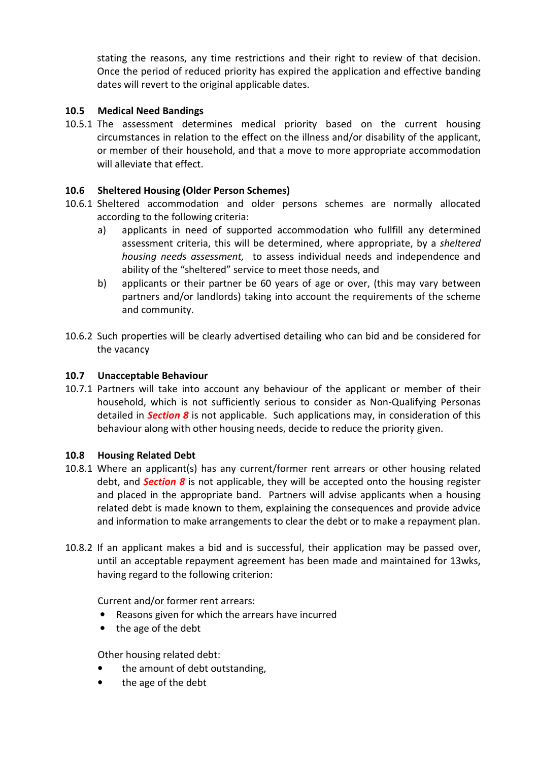stating the reasons, any time restrictions and their right to review of that decision. Once the period of reduced priority has expired the application and effective banding dates will revert to the original applicable dates.

### 10.5 Medical Need Bandings

10.5.1 The assessment determines medical priority based on the current housing circumstances in relation to the effect on the illness and/or disability of the applicant, or member of their household, and that a move to more appropriate accommodation will alleviate that effect.

### 10.6 Sheltered Housing (Older Person Schemes)

10.6.1 Sheltered accommodation and older persons schemes are normally allocated according to the following criteria:

a) applicants in need of supported accommodation who fullfill any determined assessment criteria, this will be determined, where appropriate, by a *sheltered housing needs assessment,* to assess individual needs and independence and ability of the "sheltered" service to meet those needs, and

b) applicants or their partner be 60 years of age or over, (this may vary between partners and/or landlords) taking into account the requirements of the scheme and community.

10.6.2 Such properties will be clearly advertised detailing who can bid and be considered for the vacancy

### 10.7 Unacceptable Behaviour

10.7.1 Partners will take into account any behaviour of the applicant or member of their household, which is not sufficiently serious to consider as Non-Qualifying Personas detailed in ***Section 8*** is not applicable. Such applications may, in consideration of this behaviour along with other housing needs, decide to reduce the priority given.

### 10.8 Housing Related Debt

10.8.1 Where an applicant(s) has any current/former rent arrears or other housing related debt, and ***Section 8*** is not applicable, they will be accepted onto the housing register and placed in the appropriate band. Partners will advise applicants when a housing related debt is made known to them, explaining the consequences and provide advice and information to make arrangements to clear the debt or to make a repayment plan.

10.8.2 If an applicant makes a bid and is successful, their application may be passed over, until an acceptable repayment agreement has been made and maintained for 13wks, having regard to the following criterion:

Current and/or former rent arrears:

- Reasons given for which the arrears have incurred
- the age of the debt

Other housing related debt:

- the amount of debt outstanding,
- the age of the debt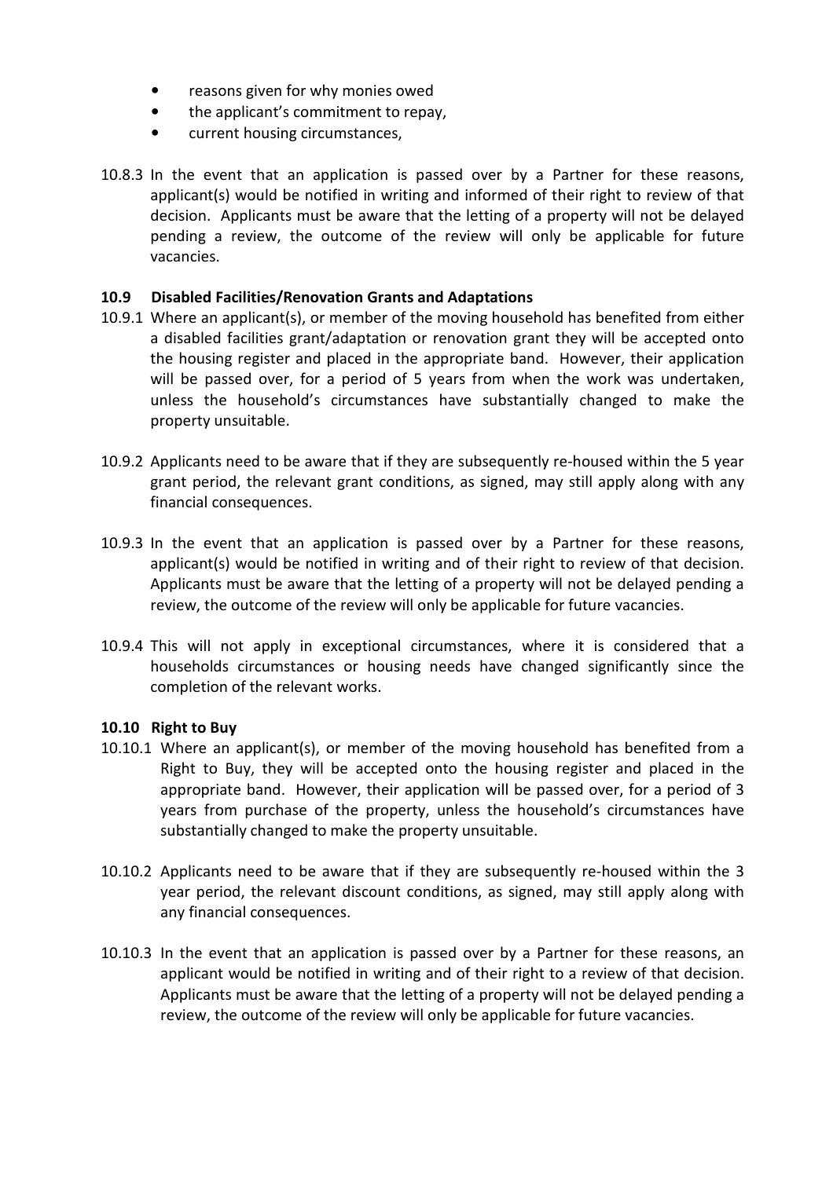- reasons given for why monies owed
- the applicant's commitment to repay,
- current housing circumstances,

10.8.3 In the event that an application is passed over by a Partner for these reasons, applicant(s) would be notified in writing and informed of their right to review of that decision. Applicants must be aware that the letting of a property will not be delayed pending a review, the outcome of the review will only be applicable for future vacancies.

### 10.9 Disabled Facilities/Renovation Grants and Adaptations

10.9.1 Where an applicant(s), or member of the moving household has benefited from either a disabled facilities grant/adaptation or renovation grant they will be accepted onto the housing register and placed in the appropriate band. However, their application will be passed over, for a period of 5 years from when the work was undertaken, unless the household's circumstances have substantially changed to make the property unsuitable.

10.9.2 Applicants need to be aware that if they are subsequently re-housed within the 5 year grant period, the relevant grant conditions, as signed, may still apply along with any financial consequences.

10.9.3 In the event that an application is passed over by a Partner for these reasons, applicant(s) would be notified in writing and of their right to review of that decision. Applicants must be aware that the letting of a property will not be delayed pending a review, the outcome of the review will only be applicable for future vacancies.

10.9.4 This will not apply in exceptional circumstances, where it is considered that a households circumstances or housing needs have changed significantly since the completion of the relevant works.

### 10.10 Right to Buy

10.10.1 Where an applicant(s), or member of the moving household has benefited from a Right to Buy, they will be accepted onto the housing register and placed in the appropriate band. However, their application will be passed over, for a period of 3 years from purchase of the property, unless the household's circumstances have substantially changed to make the property unsuitable.

10.10.2 Applicants need to be aware that if they are subsequently re-housed within the 3 year period, the relevant discount conditions, as signed, may still apply along with any financial consequences.

10.10.3 In the event that an application is passed over by a Partner for these reasons, an applicant would be notified in writing and of their right to a review of that decision. Applicants must be aware that the letting of a property will not be delayed pending a review, the outcome of the review will only be applicable for future vacancies.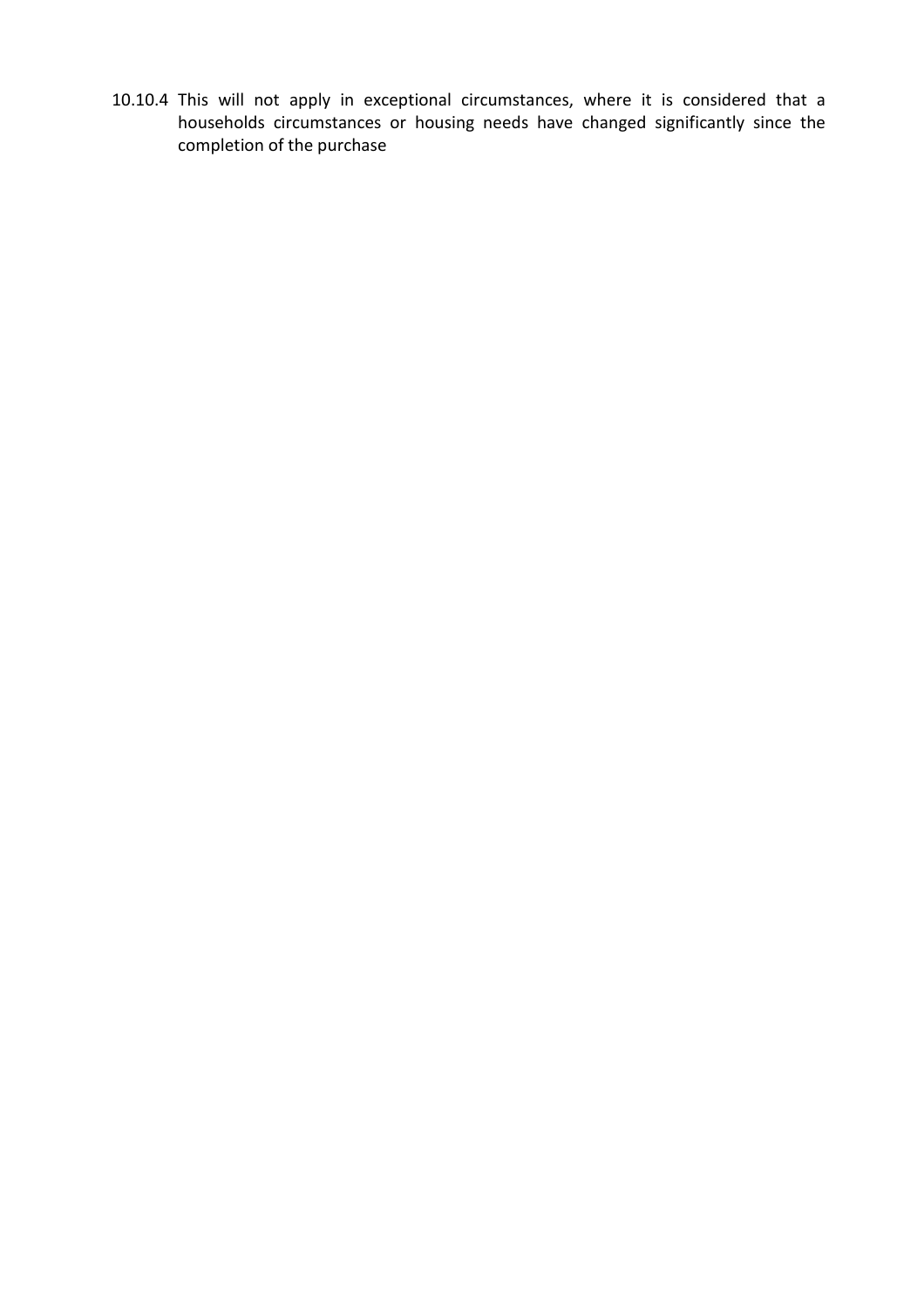10.10.4 This will not apply in exceptional circumstances, where it is considered that a households circumstances or housing needs have changed significantly since the completion of the purchase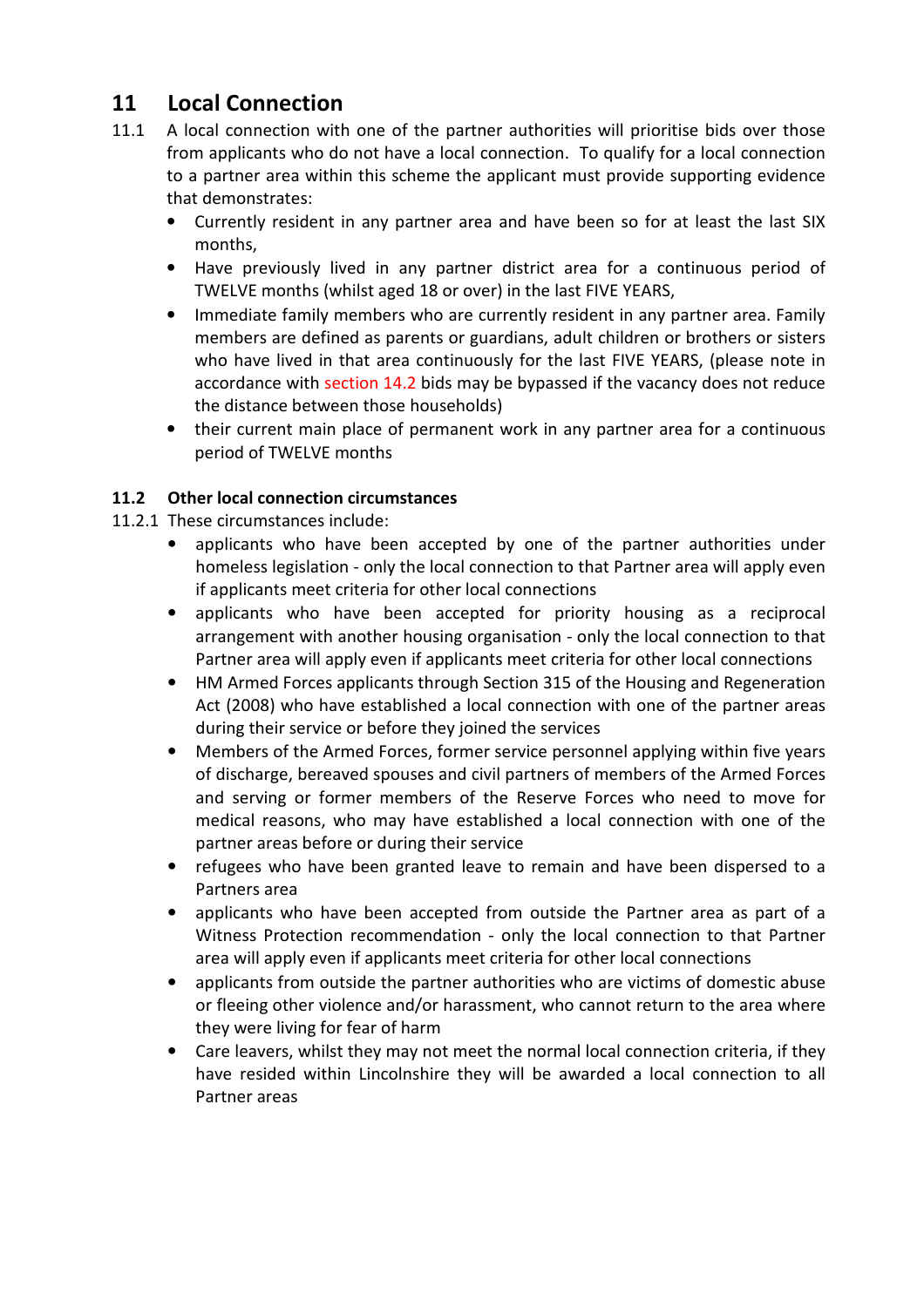## 11 Local Connection

11.1 A local connection with one of the partner authorities will prioritise bids over those from applicants who do not have a local connection. To qualify for a local connection to a partner area within this scheme the applicant must provide supporting evidence that demonstrates:

- Currently resident in any partner area and have been so for at least the last SIX months,
- Have previously lived in any partner district area for a continuous period of TWELVE months (whilst aged 18 or over) in the last FIVE YEARS,
- Immediate family members who are currently resident in any partner area. Family members are defined as parents or guardians, adult children or brothers or sisters who have lived in that area continuously for the last FIVE YEARS, (please note in accordance with section 14.2 bids may be bypassed if the vacancy does not reduce the distance between those households)
- their current main place of permanent work in any partner area for a continuous period of TWELVE months

### 11.2 Other local connection circumstances

11.2.1 These circumstances include:

- applicants who have been accepted by one of the partner authorities under homeless legislation - only the local connection to that Partner area will apply even if applicants meet criteria for other local connections
- applicants who have been accepted for priority housing as a reciprocal arrangement with another housing organisation - only the local connection to that Partner area will apply even if applicants meet criteria for other local connections
- HM Armed Forces applicants through Section 315 of the Housing and Regeneration Act (2008) who have established a local connection with one of the partner areas during their service or before they joined the services
- Members of the Armed Forces, former service personnel applying within five years of discharge, bereaved spouses and civil partners of members of the Armed Forces and serving or former members of the Reserve Forces who need to move for medical reasons, who may have established a local connection with one of the partner areas before or during their service
- refugees who have been granted leave to remain and have been dispersed to a Partners area
- applicants who have been accepted from outside the Partner area as part of a Witness Protection recommendation - only the local connection to that Partner area will apply even if applicants meet criteria for other local connections
- applicants from outside the partner authorities who are victims of domestic abuse or fleeing other violence and/or harassment, who cannot return to the area where they were living for fear of harm
- Care leavers, whilst they may not meet the normal local connection criteria, if they have resided within Lincolnshire they will be awarded a local connection to all Partner areas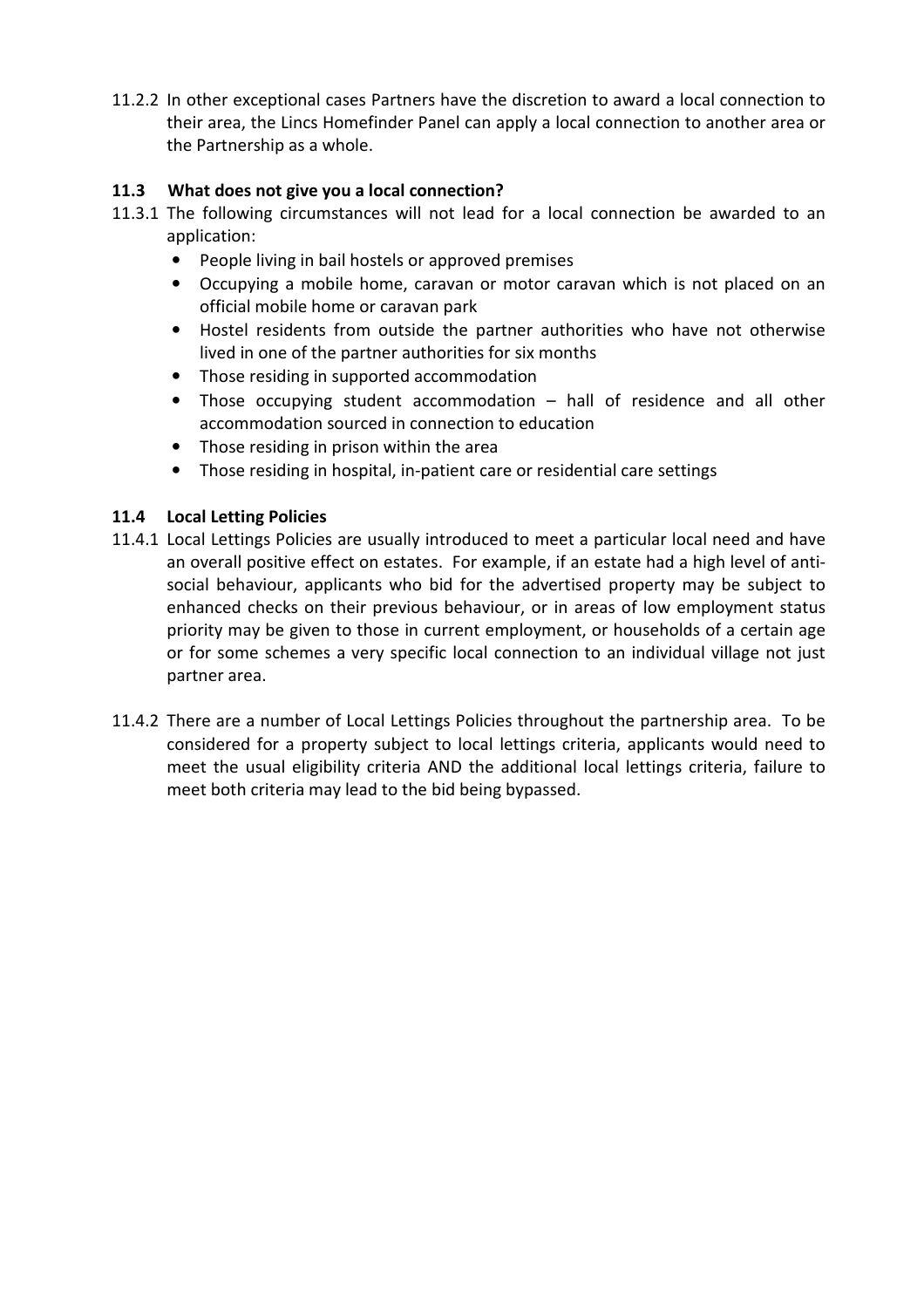11.2.2 In other exceptional cases Partners have the discretion to award a local connection to their area, the Lincs Homefinder Panel can apply a local connection to another area or the Partnership as a whole.

### 11.3 What does not give you a local connection?

11.3.1 The following circumstances will not lead for a local connection be awarded to an application:

- People living in bail hostels or approved premises
- Occupying a mobile home, caravan or motor caravan which is not placed on an official mobile home or caravan park
- Hostel residents from outside the partner authorities who have not otherwise lived in one of the partner authorities for six months
- Those residing in supported accommodation
- Those occupying student accommodation – hall of residence and all other accommodation sourced in connection to education
- Those residing in prison within the area
- Those residing in hospital, in-patient care or residential care settings

### 11.4 Local Letting Policies

11.4.1 Local Lettings Policies are usually introduced to meet a particular local need and have an overall positive effect on estates. For example, if an estate had a high level of anti-social behaviour, applicants who bid for the advertised property may be subject to enhanced checks on their previous behaviour, or in areas of low employment status priority may be given to those in current employment, or households of a certain age or for some schemes a very specific local connection to an individual village not just partner area.

11.4.2 There are a number of Local Lettings Policies throughout the partnership area. To be considered for a property subject to local lettings criteria, applicants would need to meet the usual eligibility criteria AND the additional local lettings criteria, failure to meet both criteria may lead to the bid being bypassed.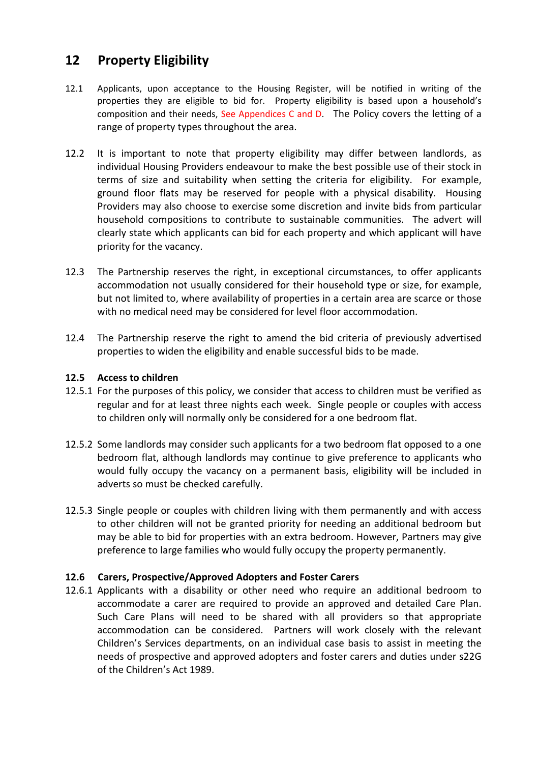## 12 Property Eligibility

12.1 Applicants, upon acceptance to the Housing Register, will be notified in writing of the properties they are eligible to bid for. Property eligibility is based upon a household's composition and their needs, See Appendices C and D. The Policy covers the letting of a range of property types throughout the area.

12.2 It is important to note that property eligibility may differ between landlords, as individual Housing Providers endeavour to make the best possible use of their stock in terms of size and suitability when setting the criteria for eligibility. For example, ground floor flats may be reserved for people with a physical disability. Housing Providers may also choose to exercise some discretion and invite bids from particular household compositions to contribute to sustainable communities. The advert will clearly state which applicants can bid for each property and which applicant will have priority for the vacancy.

12.3 The Partnership reserves the right, in exceptional circumstances, to offer applicants accommodation not usually considered for their household type or size, for example, but not limited to, where availability of properties in a certain area are scarce or those with no medical need may be considered for level floor accommodation.

12.4 The Partnership reserve the right to amend the bid criteria of previously advertised properties to widen the eligibility and enable successful bids to be made.

### 12.5 Access to children

12.5.1 For the purposes of this policy, we consider that access to children must be verified as regular and for at least three nights each week. Single people or couples with access to children only will normally only be considered for a one bedroom flat.

12.5.2 Some landlords may consider such applicants for a two bedroom flat opposed to a one bedroom flat, although landlords may continue to give preference to applicants who would fully occupy the vacancy on a permanent basis, eligibility will be included in adverts so must be checked carefully.

12.5.3 Single people or couples with children living with them permanently and with access to other children will not be granted priority for needing an additional bedroom but may be able to bid for properties with an extra bedroom. However, Partners may give preference to large families who would fully occupy the property permanently.

### 12.6 Carers, Prospective/Approved Adopters and Foster Carers

12.6.1 Applicants with a disability or other need who require an additional bedroom to accommodate a carer are required to provide an approved and detailed Care Plan. Such Care Plans will need to be shared with all providers so that appropriate accommodation can be considered. Partners will work closely with the relevant Children's Services departments, on an individual case basis to assist in meeting the needs of prospective and approved adopters and foster carers and duties under s22G of the Children's Act 1989.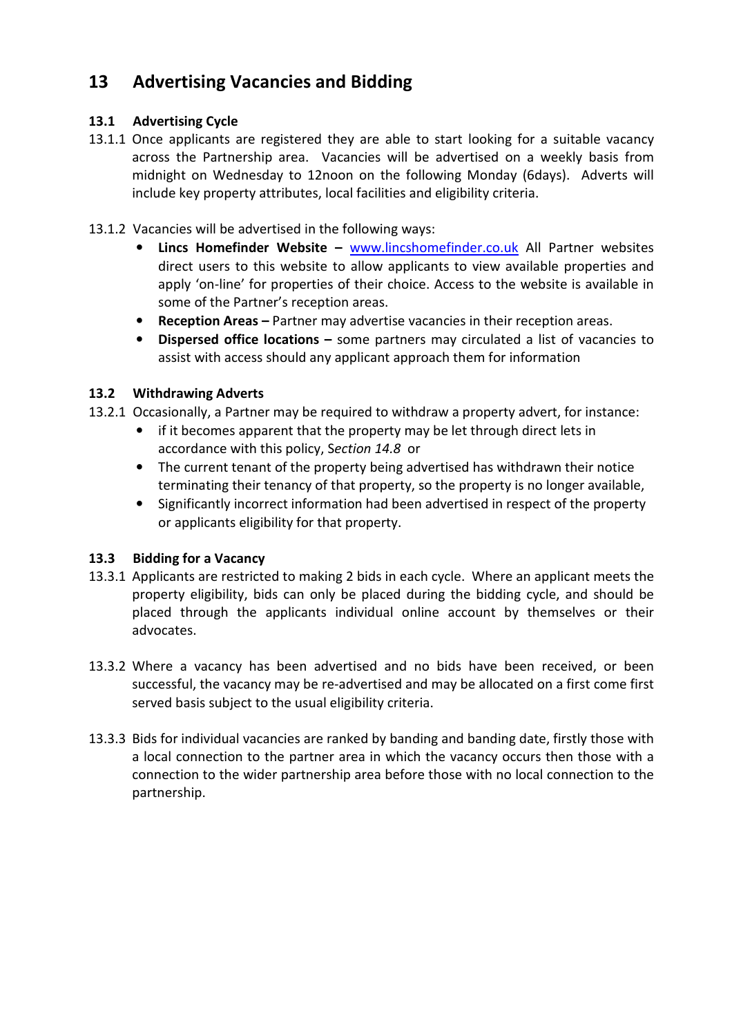## 13 Advertising Vacancies and Bidding

### 13.1 Advertising Cycle

13.1.1 Once applicants are registered they are able to start looking for a suitable vacancy across the Partnership area. Vacancies will be advertised on a weekly basis from midnight on Wednesday to 12noon on the following Monday (6days). Adverts will include key property attributes, local facilities and eligibility criteria.

13.1.2 Vacancies will be advertised in the following ways:

- **Lincs Homefinder Website –** www.lincshomefinder.co.uk All Partner websites direct users to this website to allow applicants to view available properties and apply 'on-line' for properties of their choice. Access to the website is available in some of the Partner's reception areas.
- **Reception Areas –** Partner may advertise vacancies in their reception areas.
- **Dispersed office locations –** some partners may circulated a list of vacancies to assist with access should any applicant approach them for information

### 13.2 Withdrawing Adverts

13.2.1 Occasionally, a Partner may be required to withdraw a property advert, for instance:

- if it becomes apparent that the property may be let through direct lets in accordance with this policy, *Section 14.8* or
- The current tenant of the property being advertised has withdrawn their notice terminating their tenancy of that property, so the property is no longer available,
- Significantly incorrect information had been advertised in respect of the property or applicants eligibility for that property.

### 13.3 Bidding for a Vacancy

13.3.1 Applicants are restricted to making 2 bids in each cycle. Where an applicant meets the property eligibility, bids can only be placed during the bidding cycle, and should be placed through the applicants individual online account by themselves or their advocates.

13.3.2 Where a vacancy has been advertised and no bids have been received, or been successful, the vacancy may be re-advertised and may be allocated on a first come first served basis subject to the usual eligibility criteria.

13.3.3 Bids for individual vacancies are ranked by banding and banding date, firstly those with a local connection to the partner area in which the vacancy occurs then those with a connection to the wider partnership area before those with no local connection to the partnership.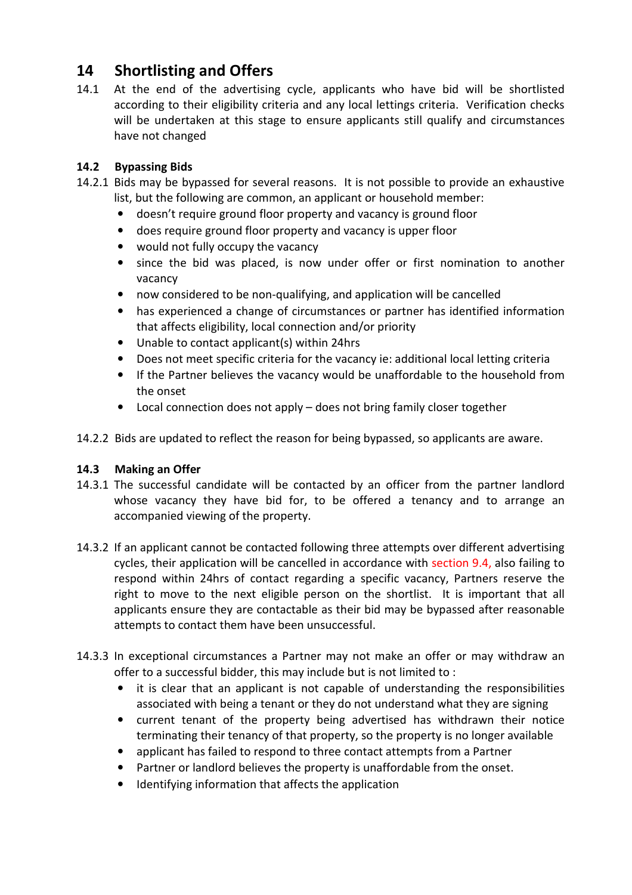# 14 Shortlisting and Offers

14.1 At the end of the advertising cycle, applicants who have bid will be shortlisted according to their eligibility criteria and any local lettings criteria. Verification checks will be undertaken at this stage to ensure applicants still qualify and circumstances have not changed

## 14.2 Bypassing Bids

14.2.1 Bids may be bypassed for several reasons. It is not possible to provide an exhaustive list, but the following are common, an applicant or household member:

- doesn't require ground floor property and vacancy is ground floor
- does require ground floor property and vacancy is upper floor
- would not fully occupy the vacancy
- since the bid was placed, is now under offer or first nomination to another vacancy
- now considered to be non-qualifying, and application will be cancelled
- has experienced a change of circumstances or partner has identified information that affects eligibility, local connection and/or priority
- Unable to contact applicant(s) within 24hrs
- Does not meet specific criteria for the vacancy ie: additional local letting criteria
- If the Partner believes the vacancy would be unaffordable to the household from the onset
- Local connection does not apply – does not bring family closer together

14.2.2 Bids are updated to reflect the reason for being bypassed, so applicants are aware.

## 14.3 Making an Offer

14.3.1 The successful candidate will be contacted by an officer from the partner landlord whose vacancy they have bid for, to be offered a tenancy and to arrange an accompanied viewing of the property.

14.3.2 If an applicant cannot be contacted following three attempts over different advertising cycles, their application will be cancelled in accordance with section 9.4, also failing to respond within 24hrs of contact regarding a specific vacancy, Partners reserve the right to move to the next eligible person on the shortlist. It is important that all applicants ensure they are contactable as their bid may be bypassed after reasonable attempts to contact them have been unsuccessful.

14.3.3 In exceptional circumstances a Partner may not make an offer or may withdraw an offer to a successful bidder, this may include but is not limited to :

- it is clear that an applicant is not capable of understanding the responsibilities associated with being a tenant or they do not understand what they are signing
- current tenant of the property being advertised has withdrawn their notice terminating their tenancy of that property, so the property is no longer available
- applicant has failed to respond to three contact attempts from a Partner
- Partner or landlord believes the property is unaffordable from the onset.
- Identifying information that affects the application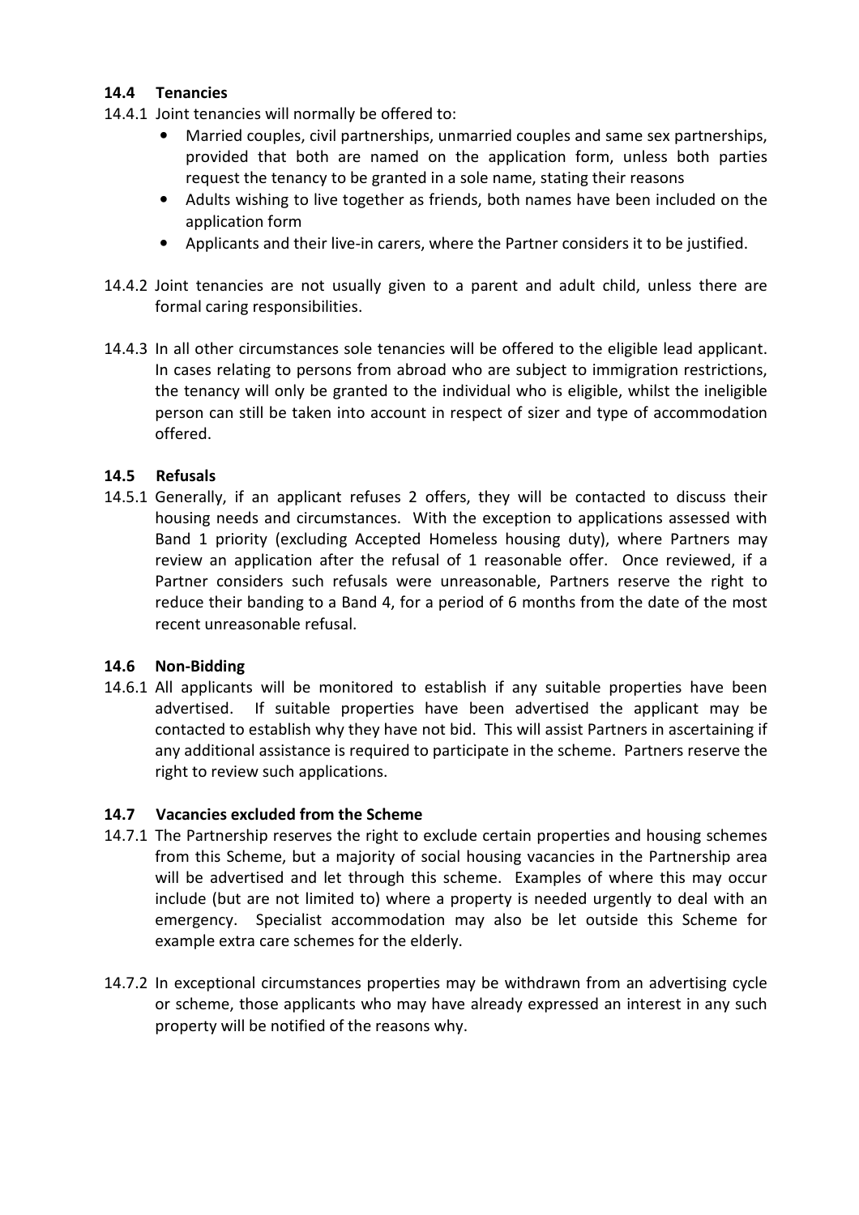### 14.4 Tenancies

14.4.1 Joint tenancies will normally be offered to:

- Married couples, civil partnerships, unmarried couples and same sex partnerships, provided that both are named on the application form, unless both parties request the tenancy to be granted in a sole name, stating their reasons
- Adults wishing to live together as friends, both names have been included on the application form
- Applicants and their live-in carers, where the Partner considers it to be justified.

14.4.2 Joint tenancies are not usually given to a parent and adult child, unless there are formal caring responsibilities.

14.4.3 In all other circumstances sole tenancies will be offered to the eligible lead applicant. In cases relating to persons from abroad who are subject to immigration restrictions, the tenancy will only be granted to the individual who is eligible, whilst the ineligible person can still be taken into account in respect of sizer and type of accommodation offered.

### 14.5 Refusals

14.5.1 Generally, if an applicant refuses 2 offers, they will be contacted to discuss their housing needs and circumstances. With the exception to applications assessed with Band 1 priority (excluding Accepted Homeless housing duty), where Partners may review an application after the refusal of 1 reasonable offer. Once reviewed, if a Partner considers such refusals were unreasonable, Partners reserve the right to reduce their banding to a Band 4, for a period of 6 months from the date of the most recent unreasonable refusal.

### 14.6 Non-Bidding

14.6.1 All applicants will be monitored to establish if any suitable properties have been advertised. If suitable properties have been advertised the applicant may be contacted to establish why they have not bid. This will assist Partners in ascertaining if any additional assistance is required to participate in the scheme. Partners reserve the right to review such applications.

### 14.7 Vacancies excluded from the Scheme

14.7.1 The Partnership reserves the right to exclude certain properties and housing schemes from this Scheme, but a majority of social housing vacancies in the Partnership area will be advertised and let through this scheme. Examples of where this may occur include (but are not limited to) where a property is needed urgently to deal with an emergency. Specialist accommodation may also be let outside this Scheme for example extra care schemes for the elderly.

14.7.2 In exceptional circumstances properties may be withdrawn from an advertising cycle or scheme, those applicants who may have already expressed an interest in any such property will be notified of the reasons why.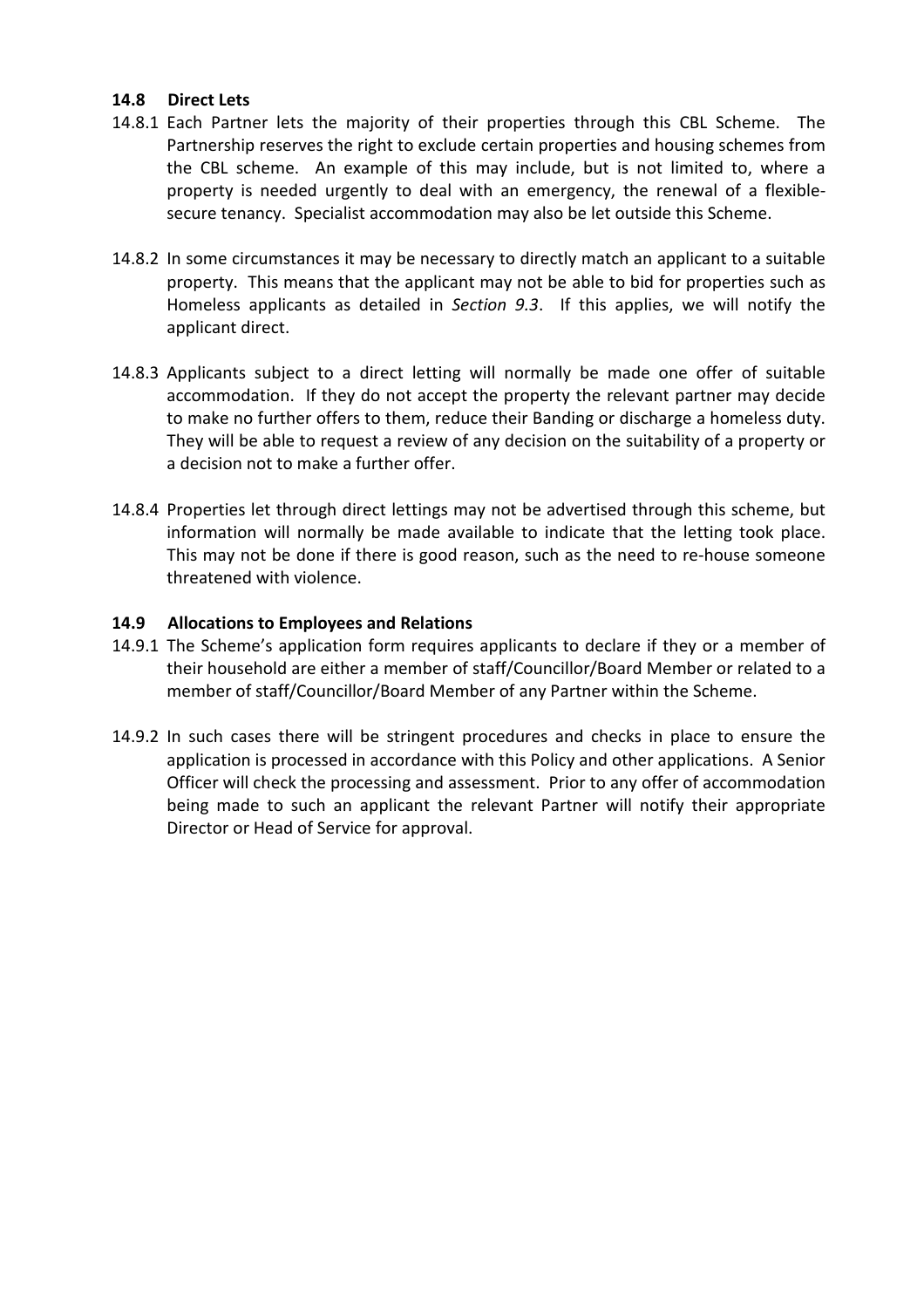### 14.8 Direct Lets

14.8.1 Each Partner lets the majority of their properties through this CBL Scheme. The Partnership reserves the right to exclude certain properties and housing schemes from the CBL scheme. An example of this may include, but is not limited to, where a property is needed urgently to deal with an emergency, the renewal of a flexible-secure tenancy. Specialist accommodation may also be let outside this Scheme.

14.8.2 In some circumstances it may be necessary to directly match an applicant to a suitable property. This means that the applicant may not be able to bid for properties such as Homeless applicants as detailed in *Section 9.3*. If this applies, we will notify the applicant direct.

14.8.3 Applicants subject to a direct letting will normally be made one offer of suitable accommodation. If they do not accept the property the relevant partner may decide to make no further offers to them, reduce their Banding or discharge a homeless duty. They will be able to request a review of any decision on the suitability of a property or a decision not to make a further offer.

14.8.4 Properties let through direct lettings may not be advertised through this scheme, but information will normally be made available to indicate that the letting took place. This may not be done if there is good reason, such as the need to re-house someone threatened with violence.

### 14.9 Allocations to Employees and Relations

14.9.1 The Scheme's application form requires applicants to declare if they or a member of their household are either a member of staff/Councillor/Board Member or related to a member of staff/Councillor/Board Member of any Partner within the Scheme.

14.9.2 In such cases there will be stringent procedures and checks in place to ensure the application is processed in accordance with this Policy and other applications. A Senior Officer will check the processing and assessment. Prior to any offer of accommodation being made to such an applicant the relevant Partner will notify their appropriate Director or Head of Service for approval.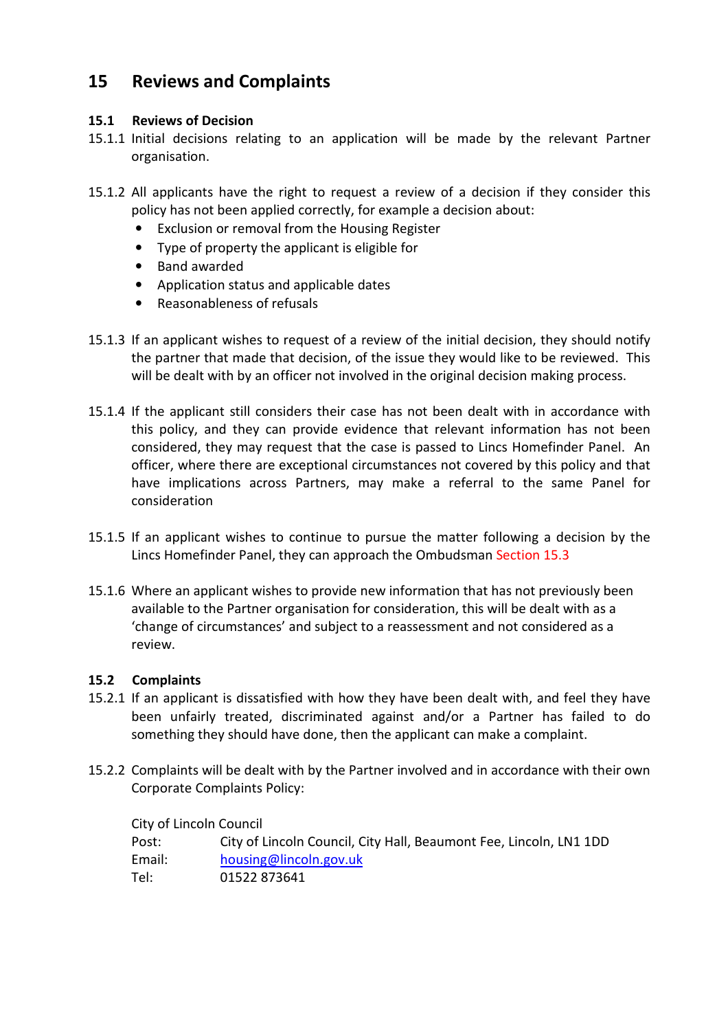# 15 Reviews and Complaints

## 15.1 Reviews of Decision

15.1.1 Initial decisions relating to an application will be made by the relevant Partner organisation.

15.1.2 All applicants have the right to request a review of a decision if they consider this policy has not been applied correctly, for example a decision about:

- Exclusion or removal from the Housing Register
- Type of property the applicant is eligible for
- Band awarded
- Application status and applicable dates
- Reasonableness of refusals

15.1.3 If an applicant wishes to request of a review of the initial decision, they should notify the partner that made that decision, of the issue they would like to be reviewed. This will be dealt with by an officer not involved in the original decision making process.

15.1.4 If the applicant still considers their case has not been dealt with in accordance with this policy, and they can provide evidence that relevant information has not been considered, they may request that the case is passed to Lincs Homefinder Panel. An officer, where there are exceptional circumstances not covered by this policy and that have implications across Partners, may make a referral to the same Panel for consideration

15.1.5 If an applicant wishes to continue to pursue the matter following a decision by the Lincs Homefinder Panel, they can approach the Ombudsman Section 15.3

15.1.6 Where an applicant wishes to provide new information that has not previously been available to the Partner organisation for consideration, this will be dealt with as a 'change of circumstances' and subject to a reassessment and not considered as a review.

## 15.2 Complaints

15.2.1 If an applicant is dissatisfied with how they have been dealt with, and feel they have been unfairly treated, discriminated against and/or a Partner has failed to do something they should have done, then the applicant can make a complaint.

15.2.2 Complaints will be dealt with by the Partner involved and in accordance with their own Corporate Complaints Policy:

City of Lincoln Council
Post: City of Lincoln Council, City Hall, Beaumont Fee, Lincoln, LN1 1DD
Email: housing@lincoln.gov.uk
Tel: 01522 873641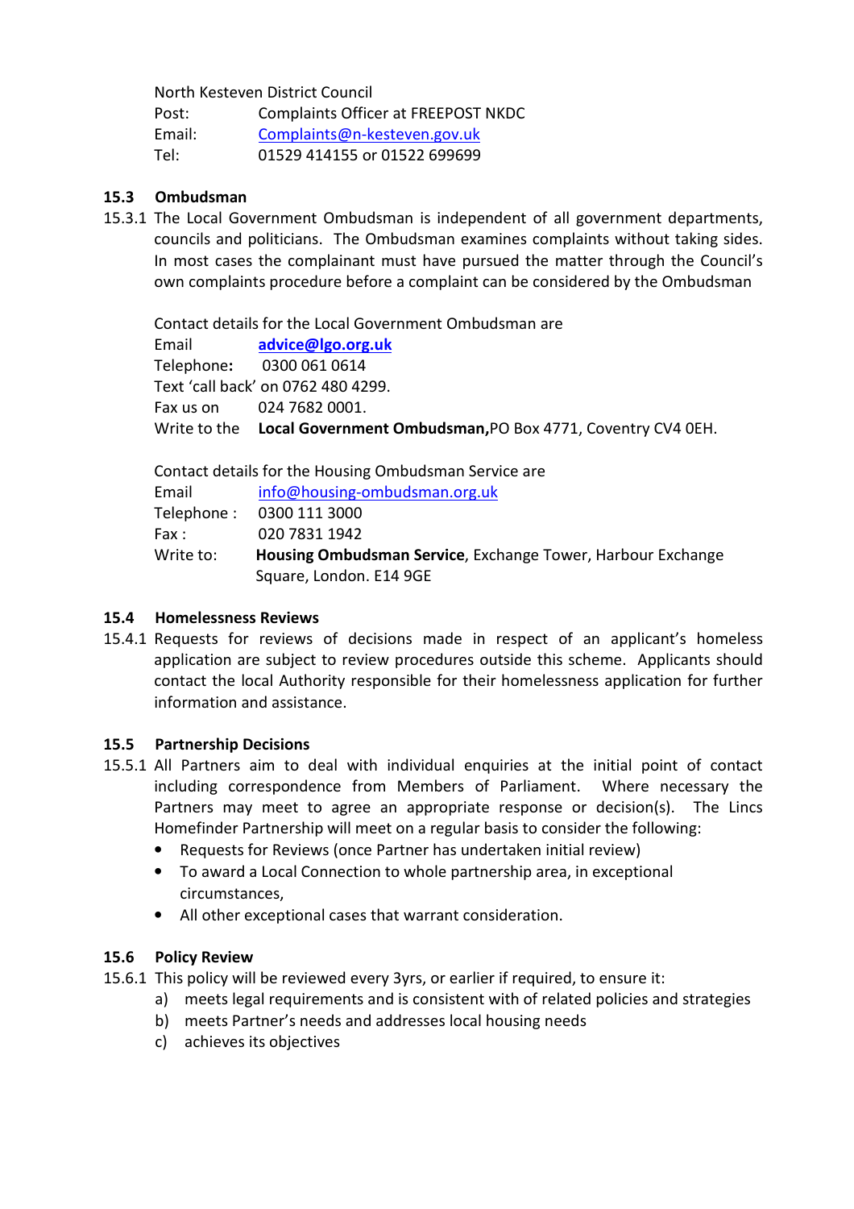North Kesteven District Council

Post: Complaints Officer at FREEPOST NKDC
Email: Complaints@n-kesteven.gov.uk
Tel: 01529 414155 or 01522 699699

### 15.3 Ombudsman

15.3.1 The Local Government Ombudsman is independent of all government departments, councils and politicians. The Ombudsman examines complaints without taking sides. In most cases the complainant must have pursued the matter through the Council's own complaints procedure before a complaint can be considered by the Ombudsman

Contact details for the Local Government Ombudsman are

Email **advice@lgo.org.uk**
Telephone**:** 0300 061 0614
Text 'call back' on 0762 480 4299.
Fax us on 024 7682 0001.
Write to the **Local Government Ombudsman,**PO Box 4771, Coventry CV4 0EH.

Contact details for the Housing Ombudsman Service are

Email info@housing-ombudsman.org.uk
Telephone : 0300 111 3000
Fax : 020 7831 1942
Write to: **Housing Ombudsman Service**, Exchange Tower, Harbour Exchange Square, London. E14 9GE

### 15.4 Homelessness Reviews

15.4.1 Requests for reviews of decisions made in respect of an applicant's homeless application are subject to review procedures outside this scheme. Applicants should contact the local Authority responsible for their homelessness application for further information and assistance.

### 15.5 Partnership Decisions

15.5.1 All Partners aim to deal with individual enquiries at the initial point of contact including correspondence from Members of Parliament. Where necessary the Partners may meet to agree an appropriate response or decision(s). The Lincs Homefinder Partnership will meet on a regular basis to consider the following:

- Requests for Reviews (once Partner has undertaken initial review)
- To award a Local Connection to whole partnership area, in exceptional circumstances,
- All other exceptional cases that warrant consideration.

### 15.6 Policy Review

15.6.1 This policy will be reviewed every 3yrs, or earlier if required, to ensure it:

a) meets legal requirements and is consistent with of related policies and strategies
b) meets Partner's needs and addresses local housing needs
c) achieves its objectives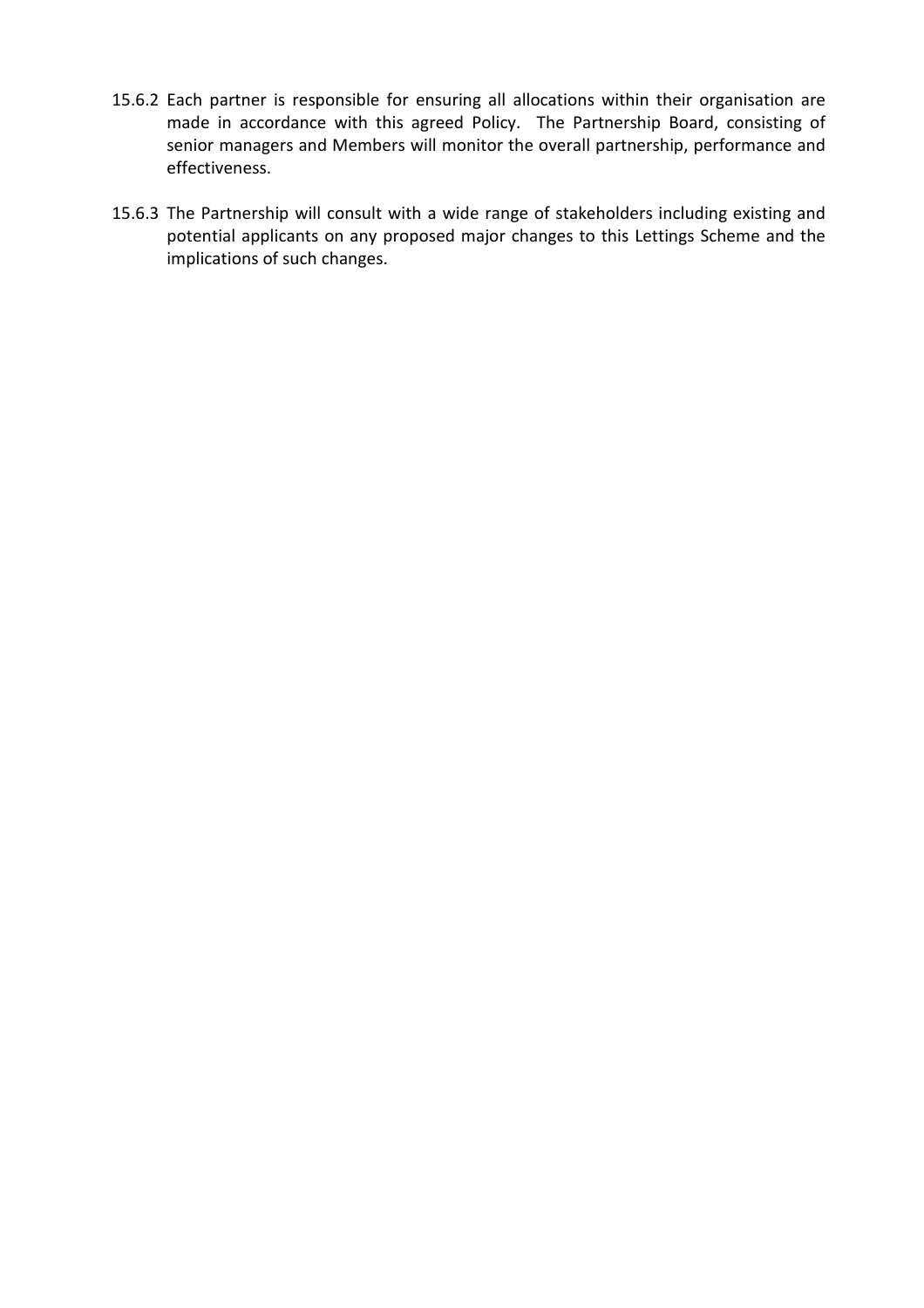15.6.2 Each partner is responsible for ensuring all allocations within their organisation are made in accordance with this agreed Policy. The Partnership Board, consisting of senior managers and Members will monitor the overall partnership, performance and effectiveness.

15.6.3 The Partnership will consult with a wide range of stakeholders including existing and potential applicants on any proposed major changes to this Lettings Scheme and the implications of such changes.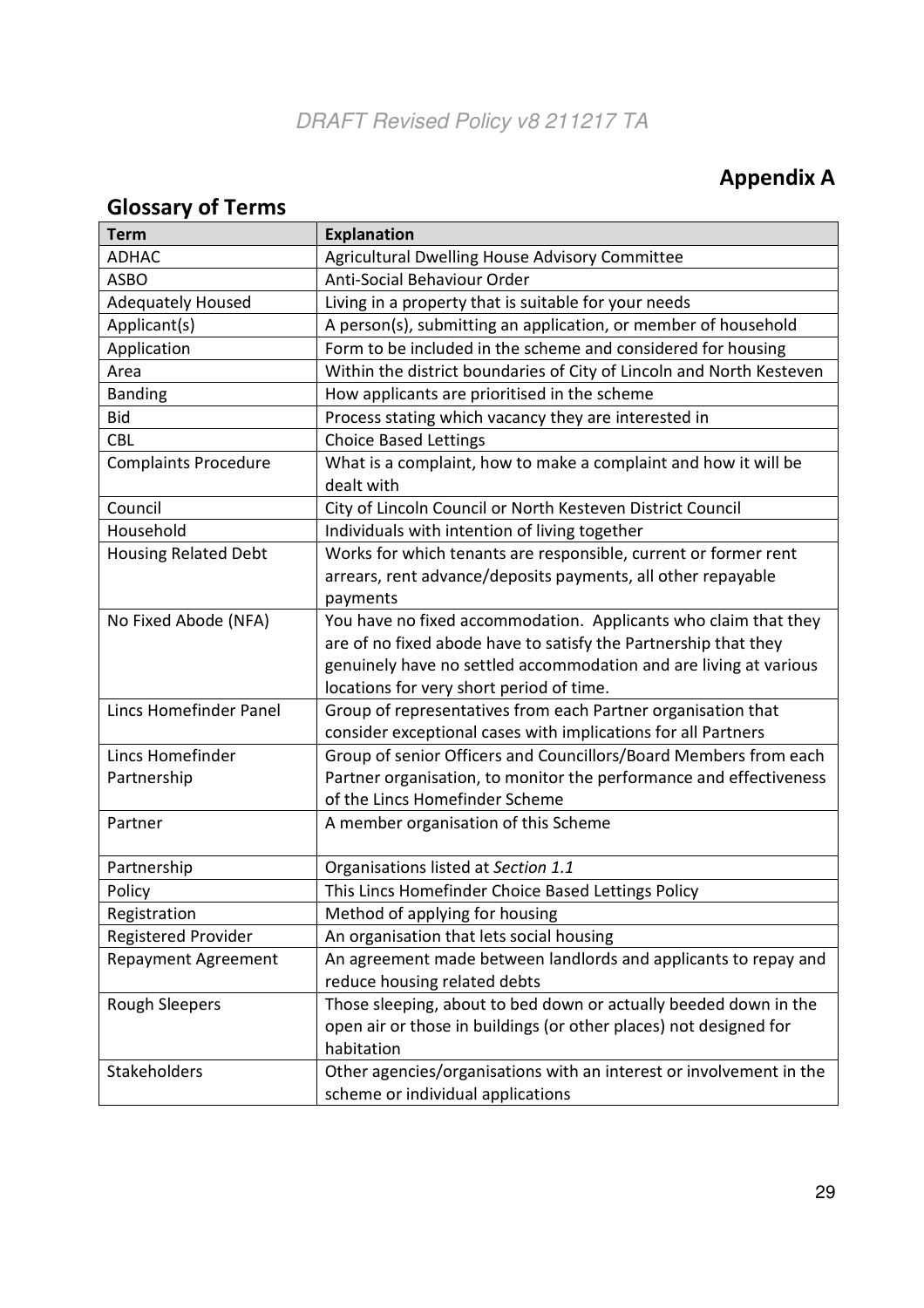## Appendix A

## Glossary of Terms

| Term | Explanation |
|---|---|
| ADHAC | Agricultural Dwelling House Advisory Committee |
| ASBO | Anti-Social Behaviour Order |
| Adequately Housed | Living in a property that is suitable for your needs |
| Applicant(s) | A person(s), submitting an application, or member of household |
| Application | Form to be included in the scheme and considered for housing |
| Area | Within the district boundaries of City of Lincoln and North Kesteven |
| Banding | How applicants are prioritised in the scheme |
| Bid | Process stating which vacancy they are interested in |
| CBL | Choice Based Lettings |
| Complaints Procedure | What is a complaint, how to make a complaint and how it will be dealt with |
| Council | City of Lincoln Council or North Kesteven District Council |
| Household | Individuals with intention of living together |
| Housing Related Debt | Works for which tenants are responsible, current or former rent arrears, rent advance/deposits payments, all other repayable payments |
| No Fixed Abode (NFA) | You have no fixed accommodation. Applicants who claim that they are of no fixed abode have to satisfy the Partnership that they genuinely have no settled accommodation and are living at various locations for very short period of time. |
| Lincs Homefinder Panel | Group of representatives from each Partner organisation that consider exceptional cases with implications for all Partners |
| Lincs Homefinder Partnership | Group of senior Officers and Councillors/Board Members from each Partner organisation, to monitor the performance and effectiveness of the Lincs Homefinder Scheme |
| Partner | A member organisation of this Scheme |
| Partnership | Organisations listed at *Section 1.1* |
| Policy | This Lincs Homefinder Choice Based Lettings Policy |
| Registration | Method of applying for housing |
| Registered Provider | An organisation that lets social housing |
| Repayment Agreement | An agreement made between landlords and applicants to repay and reduce housing related debts |
| Rough Sleepers | Those sleeping, about to bed down or actually beeded down in the open air or those in buildings (or other places) not designed for habitation |
| Stakeholders | Other agencies/organisations with an interest or involvement in the scheme or individual applications |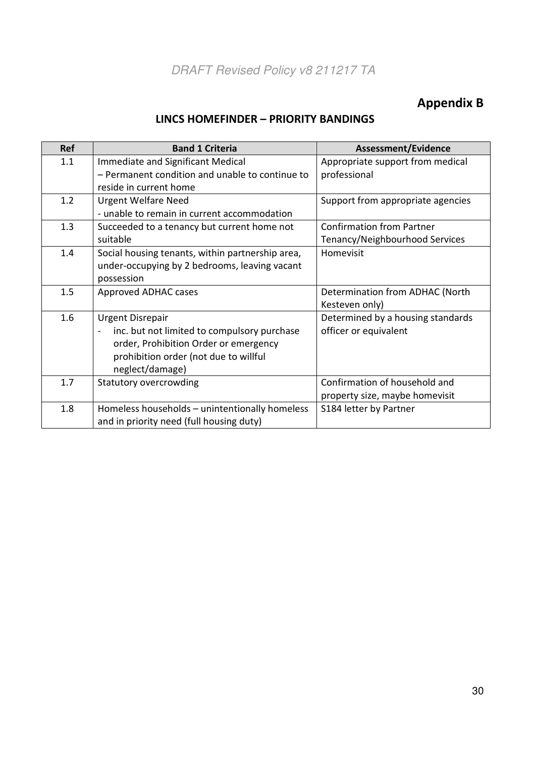## Appendix B

### LINCS HOMEFINDER – PRIORITY BANDINGS

| Ref | Band 1 Criteria | Assessment/Evidence |
|---|---|---|
| 1.1 | Immediate and Significant Medical<br>– Permanent condition and unable to continue to reside in current home | Appropriate support from medical professional |
| 1.2 | Urgent Welfare Need<br>- unable to remain in current accommodation | Support from appropriate agencies |
| 1.3 | Succeeded to a tenancy but current home not suitable | Confirmation from Partner Tenancy/Neighbourhood Services |
| 1.4 | Social housing tenants, within partnership area, under-occupying by 2 bedrooms, leaving vacant possession | Homevisit |
| 1.5 | Approved ADHAC cases | Determination from ADHAC (North Kesteven only) |
| 1.6 | Urgent Disrepair<br>- inc. but not limited to compulsory purchase order, Prohibition Order or emergency prohibition order (not due to willful neglect/damage) | Determined by a housing standards officer or equivalent |
| 1.7 | Statutory overcrowding | Confirmation of household and property size, maybe homevisit |
| 1.8 | Homeless households – unintentionally homeless and in priority need (full housing duty) | S184 letter by Partner |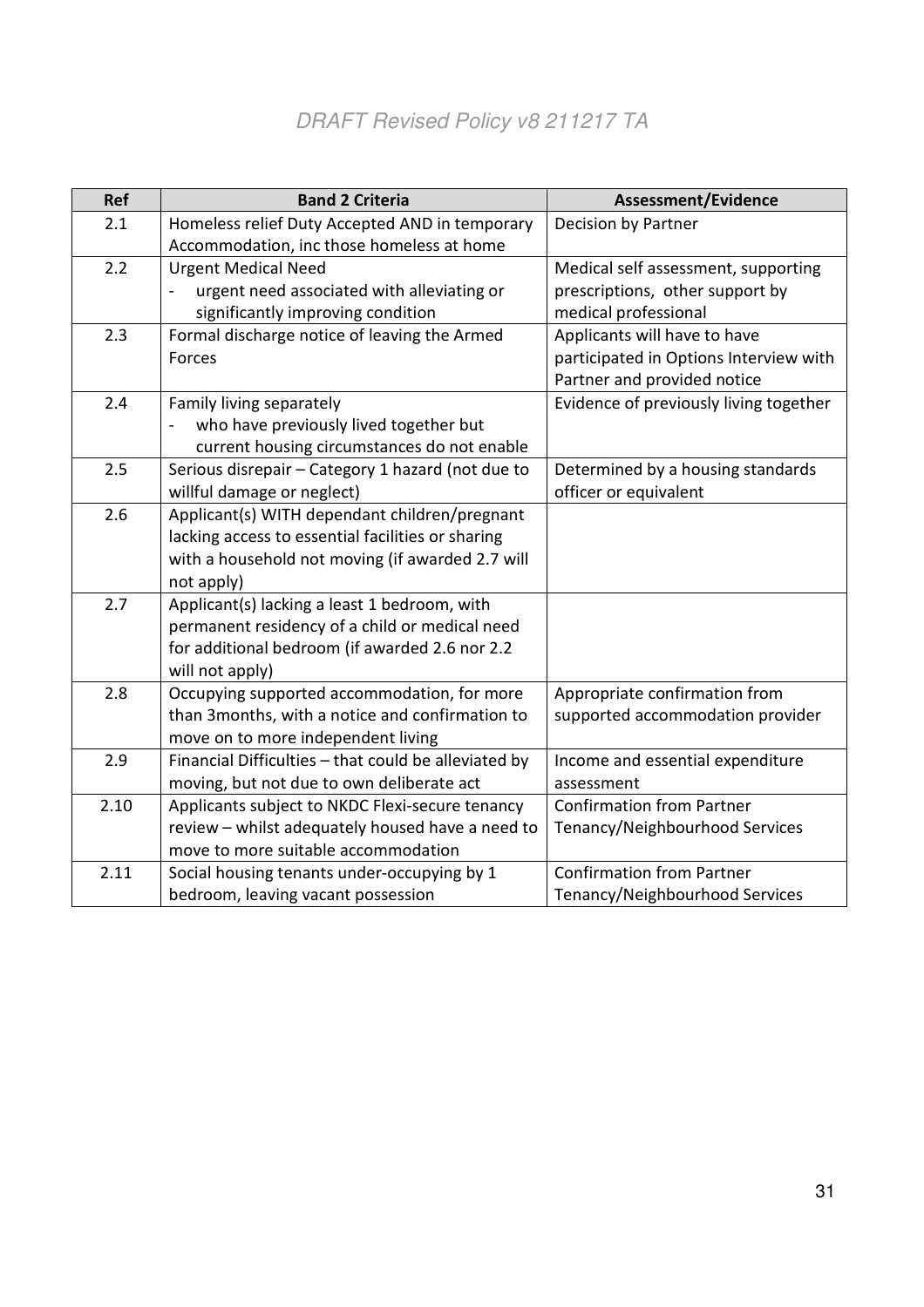| Ref | Band 2 Criteria | Assessment/Evidence |
|---|---|---|
| 2.1 | Homeless relief Duty Accepted AND in temporary Accommodation, inc those homeless at home | Decision by Partner |
| 2.2 | Urgent Medical Need<br>- urgent need associated with alleviating or significantly improving condition | Medical self assessment, supporting prescriptions, other support by medical professional |
| 2.3 | Formal discharge notice of leaving the Armed Forces | Applicants will have to have participated in Options Interview with Partner and provided notice |
| 2.4 | Family living separately<br>- who have previously lived together but current housing circumstances do not enable | Evidence of previously living together |
| 2.5 | Serious disrepair – Category 1 hazard (not due to willful damage or neglect) | Determined by a housing standards officer or equivalent |
| 2.6 | Applicant(s) WITH dependant children/pregnant lacking access to essential facilities or sharing with a household not moving (if awarded 2.7 will not apply) | |
| 2.7 | Applicant(s) lacking a least 1 bedroom, with permanent residency of a child or medical need for additional bedroom (if awarded 2.6 nor 2.2 will not apply) | |
| 2.8 | Occupying supported accommodation, for more than 3months, with a notice and confirmation to move on to more independent living | Appropriate confirmation from supported accommodation provider |
| 2.9 | Financial Difficulties – that could be alleviated by moving, but not due to own deliberate act | Income and essential expenditure assessment |
| 2.10 | Applicants subject to NKDC Flexi-secure tenancy review – whilst adequately housed have a need to move to more suitable accommodation | Confirmation from Partner Tenancy/Neighbourhood Services |
| 2.11 | Social housing tenants under-occupying by 1 bedroom, leaving vacant possession | Confirmation from Partner Tenancy/Neighbourhood Services |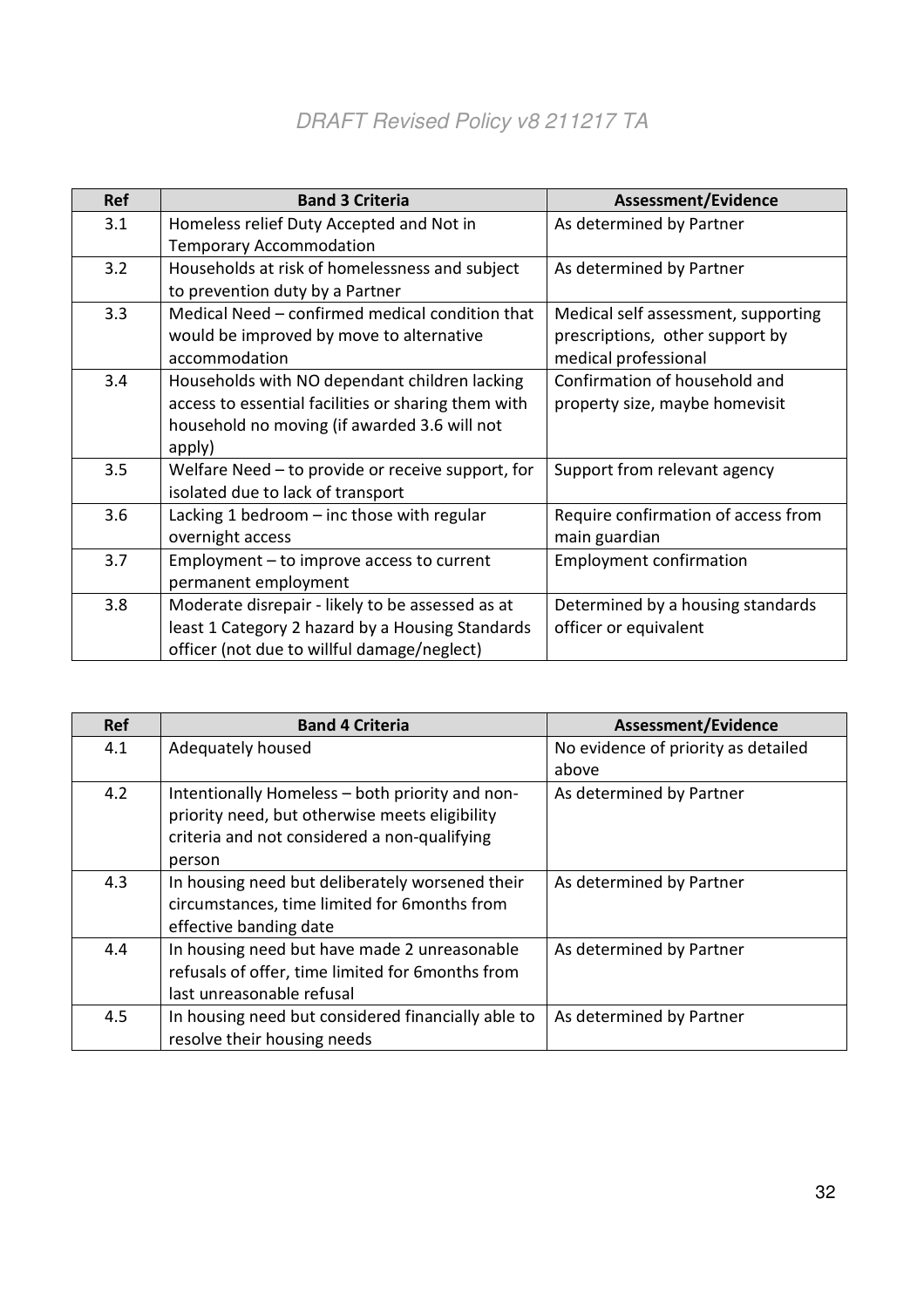| Ref | Band 3 Criteria | Assessment/Evidence |
|---|---|---|
| 3.1 | Homeless relief Duty Accepted and Not in Temporary Accommodation | As determined by Partner |
| 3.2 | Households at risk of homelessness and subject to prevention duty by a Partner | As determined by Partner |
| 3.3 | Medical Need – confirmed medical condition that would be improved by move to alternative accommodation | Medical self assessment, supporting prescriptions, other support by medical professional |
| 3.4 | Households with NO dependant children lacking access to essential facilities or sharing them with household no moving (if awarded 3.6 will not apply) | Confirmation of household and property size, maybe homevisit |
| 3.5 | Welfare Need – to provide or receive support, for isolated due to lack of transport | Support from relevant agency |
| 3.6 | Lacking 1 bedroom – inc those with regular overnight access | Require confirmation of access from main guardian |
| 3.7 | Employment – to improve access to current permanent employment | Employment confirmation |
| 3.8 | Moderate disrepair - likely to be assessed as at least 1 Category 2 hazard by a Housing Standards officer (not due to willful damage/neglect) | Determined by a housing standards officer or equivalent |

| Ref | Band 4 Criteria | Assessment/Evidence |
|---|---|---|
| 4.1 | Adequately housed | No evidence of priority as detailed above |
| 4.2 | Intentionally Homeless – both priority and non-priority need, but otherwise meets eligibility criteria and not considered a non-qualifying person | As determined by Partner |
| 4.3 | In housing need but deliberately worsened their circumstances, time limited for 6months from effective banding date | As determined by Partner |
| 4.4 | In housing need but have made 2 unreasonable refusals of offer, time limited for 6months from last unreasonable refusal | As determined by Partner |
| 4.5 | In housing need but considered financially able to resolve their housing needs | As determined by Partner |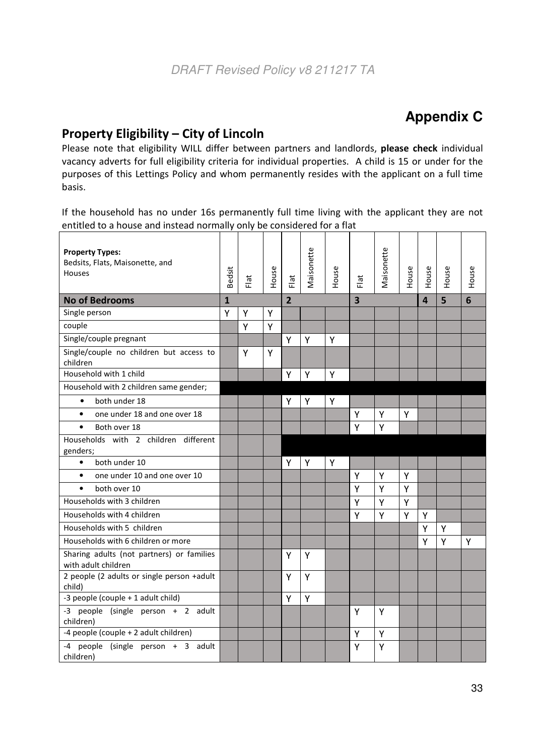## Appendix C

## Property Eligibility – City of Lincoln

Please note that eligibility WILL differ between partners and landlords, **please check** individual vacancy adverts for full eligibility criteria for individual properties. A child is 15 or under for the purposes of this Lettings Policy and whom permanently resides with the applicant on a full time basis.

If the household has no under 16s permanently full time living with the applicant they are not entitled to a house and instead normally only be considered for a flat

| **Property Types:** Bedsits, Flats, Maisonette, and Houses | Bedsit | Flat | House | Flat | Maisonette | House | Flat | Maisonette | House | House | House | House |
|---|---|---|---|---|---|---|---|---|---|---|---|---|
| **No of Bedrooms** | **1** | | | **2** | | | **3** | | | **4** | **5** | **6** |
| Single person | Y | Y | Y | | | | | | | | | |
| couple | | Y | Y | | | | | | | | | |
| Single/couple pregnant | | | | Y | Y | Y | | | | | | |
| Single/couple no children but access to children | | Y | Y | | | | | | | | | |
| Household with 1 child | | | | Y | Y | Y | | | | | | |
| Household with 2 children same gender; | | | | | | | | | | | | |
| • both under 18 | | | | Y | Y | Y | | | | | | |
| • one under 18 and one over 18 | | | | | | | Y | Y | Y | | | |
| • Both over 18 | | | | | | | Y | Y | | | | |
| Households with 2 children different genders; | | | | | | | | | | | | |
| • both under 10 | | | | Y | Y | Y | | | | | | |
| • one under 10 and one over 10 | | | | | | | Y | Y | Y | | | |
| • both over 10 | | | | | | | Y | Y | Y | | | |
| Households with 3 children | | | | | | | Y | Y | Y | | | |
| Households with 4 children | | | | | | | Y | Y | Y | Y | | |
| Households with 5 children | | | | | | | | | | Y | Y | |
| Households with 6 children or more | | | | | | | | | | Y | Y | Y |
| Sharing adults (not partners) or families with adult children | | | | Y | Y | | | | | | | |
| 2 people (2 adults or single person +adult child) | | | | Y | Y | | | | | | | |
| -3 people (couple + 1 adult child) | | | | Y | Y | | | | | | | |
| -3 people (single person + 2 adult children) | | | | | | | Y | Y | | | | |
| -4 people (couple + 2 adult children) | | | | | | | Y | Y | | | | |
| -4 people (single person + 3 adult children) | | | | | | | Y | Y | | | | |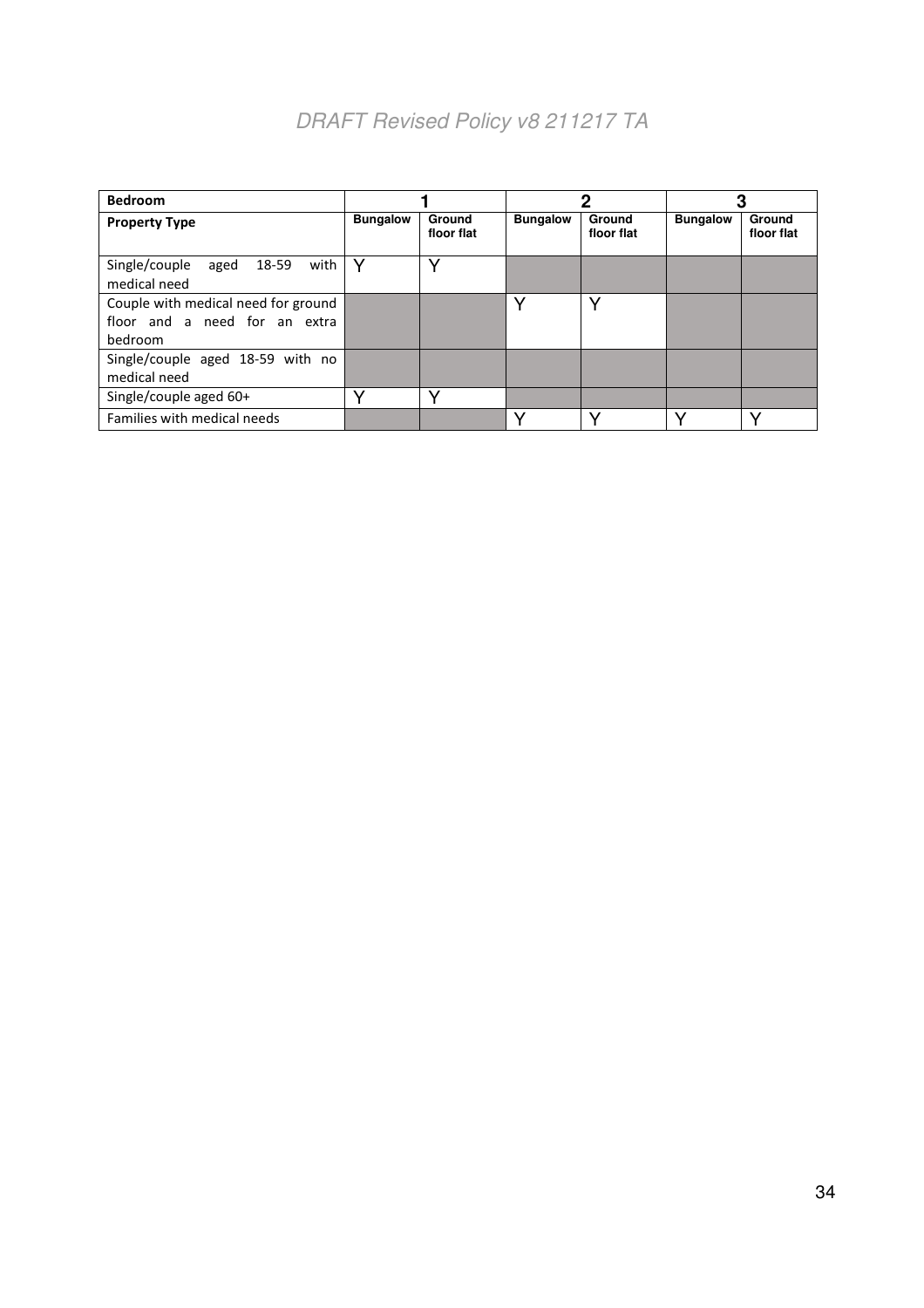| Bedroom | 1 | | 2 | | 3 | |
|---|---|---|---|---|---|---|
| **Property Type** | **Bungalow** | **Ground floor flat** | **Bungalow** | **Ground floor flat** | **Bungalow** | **Ground floor flat** |
| Single/couple aged 18-59 with medical need | Y | Y | | | | |
| Couple with medical need for ground floor and a need for an extra bedroom | | | Y | Y | | |
| Single/couple aged 18-59 with no medical need | | | | | | |
| Single/couple aged 60+ | Y | Y | | | | |
| Families with medical needs | | | Y | Y | Y | Y |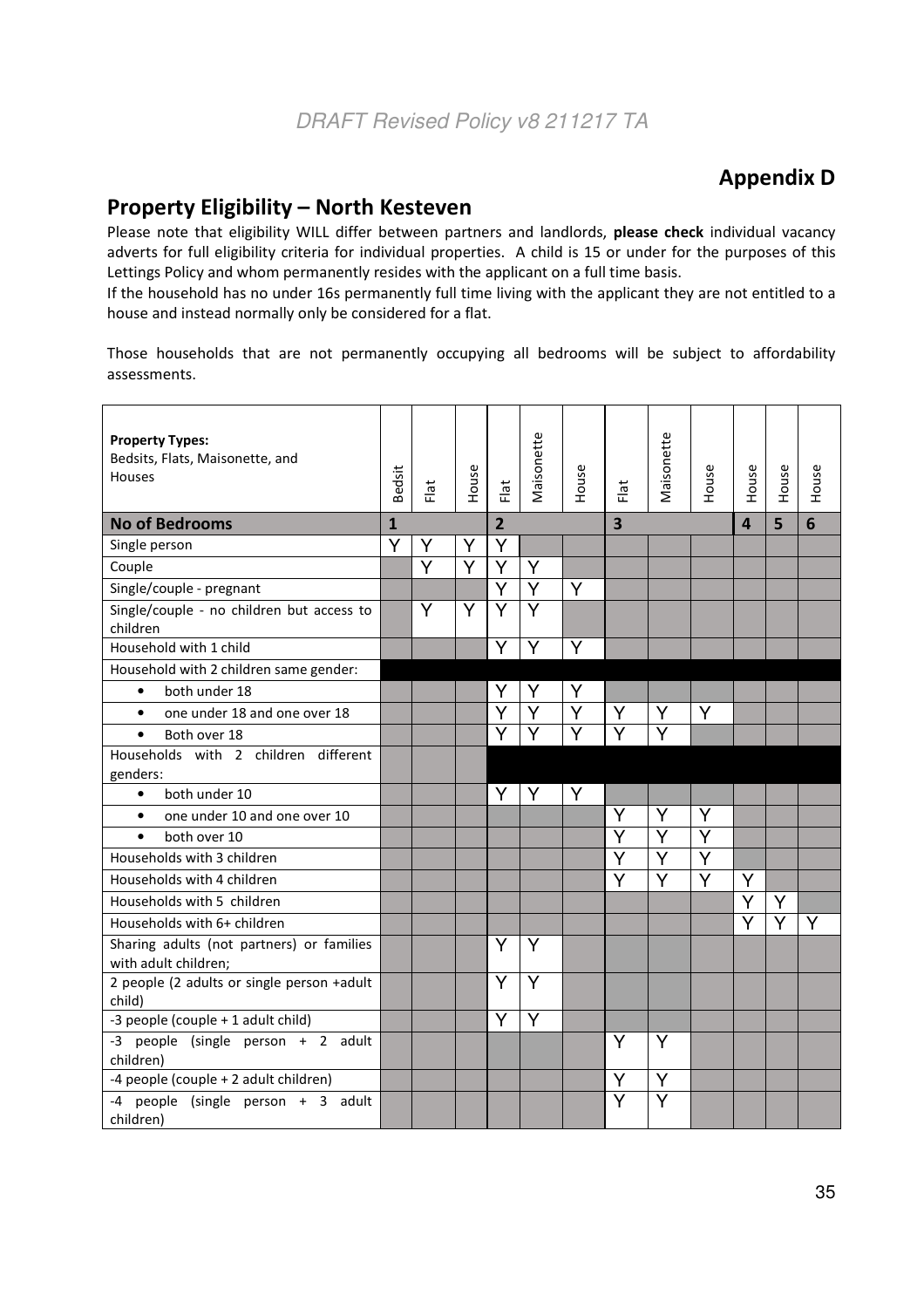DRAFT Revised Policy v8 211217 TA

## Appendix D

## Property Eligibility – North Kesteven

Please note that eligibility WILL differ between partners and landlords, **please check** individual vacancy adverts for full eligibility criteria for individual properties. A child is 15 or under for the purposes of this Lettings Policy and whom permanently resides with the applicant on a full time basis.
If the household has no under 16s permanently full time living with the applicant they are not entitled to a house and instead normally only be considered for a flat.

Those households that are not permanently occupying all bedrooms will be subject to affordability assessments.

| **Property Types:** Bedsits, Flats, Maisonette, and Houses | Bedsit | Flat | House | Flat | Maisonette | House | Flat | Maisonette | House | House | House | House |
|---|---|---|---|---|---|---|---|---|---|---|---|---|
| **No of Bedrooms** | **1** | | | **2** | | | **3** | | | **4** | **5** | **6** |
| Single person | Y | Y | Y | Y | | | | | | | | |
| Couple | | Y | Y | Y | Y | | | | | | | |
| Single/couple - pregnant | | | | Y | Y | Y | | | | | | |
| Single/couple - no children but access to children | | Y | Y | Y | Y | | | | | | | |
| Household with 1 child | | | | Y | Y | Y | | | | | | |
| Household with 2 children same gender: | | | | | | | | | | | | |
| • both under 18 | | | | Y | Y | Y | | | | | | |
| • one under 18 and one over 18 | | | | Y | Y | Y | Y | Y | Y | | | |
| • Both over 18 | | | | Y | Y | Y | Y | Y | | | | |
| Households with 2 children different genders: | | | | | | | | | | | | |
| • both under 10 | | | | Y | Y | Y | | | | | | |
| • one under 10 and one over 10 | | | | | | | Y | Y | Y | | | |
| • both over 10 | | | | | | | Y | Y | Y | | | |
| Households with 3 children | | | | | | | Y | Y | Y | | | |
| Households with 4 children | | | | | | | Y | Y | Y | Y | | |
| Households with 5 children | | | | | | | | | | Y | Y | |
| Households with 6+ children | | | | | | | | | | Y | Y | Y |
| Sharing adults (not partners) or families with adult children; | | | | Y | Y | | | | | | | |
| 2 people (2 adults or single person +adult child) | | | | Y | Y | | | | | | | |
| -3 people (couple + 1 adult child) | | | | Y | Y | | | | | | | |
| -3 people (single person + 2 adult children) | | | | | | | Y | Y | | | | |
| -4 people (couple + 2 adult children) | | | | | | | Y | Y | | | | |
| -4 people (single person + 3 adult children) | | | | | | | Y | Y | | | | |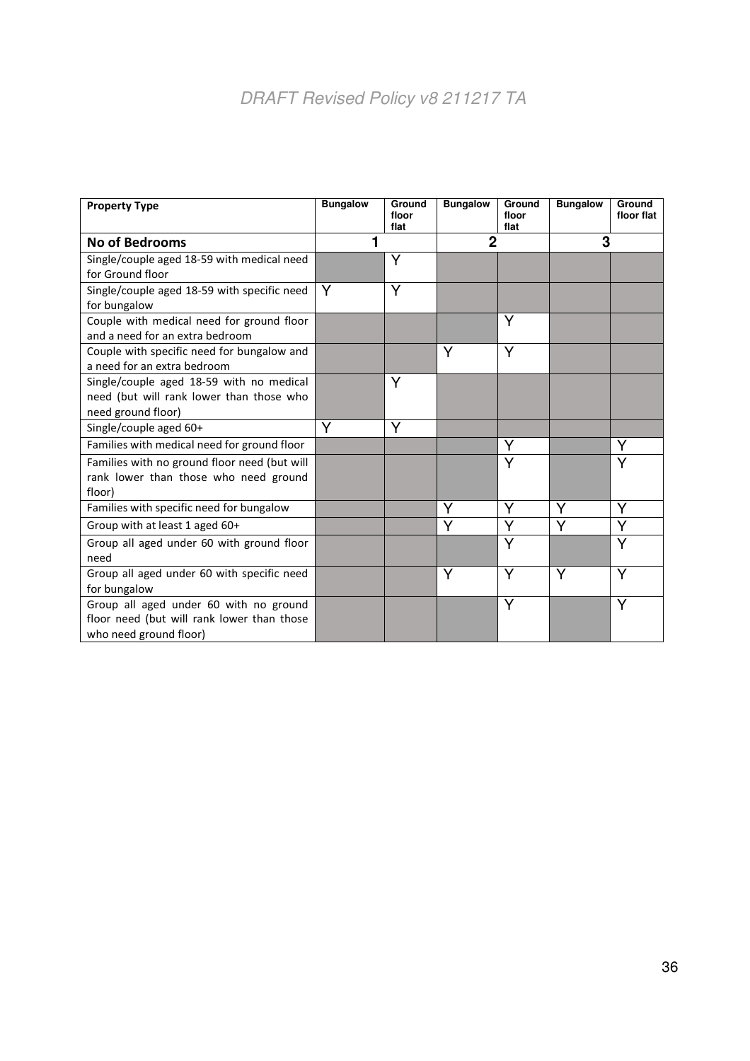| Property Type | Bungalow | Ground floor flat | Bungalow | Ground floor flat | Bungalow | Ground floor flat |
|---|---|---|---|---|---|---|
| **No of Bedrooms** | **1** | | **2** | | **3** | |
| Single/couple aged 18-59 with medical need for Ground floor | | Y | | | | |
| Single/couple aged 18-59 with specific need for bungalow | Y | Y | | | | |
| Couple with medical need for ground floor and a need for an extra bedroom | | | | Y | | |
| Couple with specific need for bungalow and a need for an extra bedroom | | | Y | Y | | |
| Single/couple aged 18-59 with no medical need (but will rank lower than those who need ground floor) | | Y | | | | |
| Single/couple aged 60+ | Y | Y | | | | |
| Families with medical need for ground floor | | | | Y | | Y |
| Families with no ground floor need (but will rank lower than those who need ground floor) | | | | Y | | Y |
| Families with specific need for bungalow | | | Y | Y | Y | Y |
| Group with at least 1 aged 60+ | | | Y | Y | Y | Y |
| Group all aged under 60 with ground floor need | | | | Y | | Y |
| Group all aged under 60 with specific need for bungalow | | | Y | Y | Y | Y |
| Group all aged under 60 with no ground floor need (but will rank lower than those who need ground floor) | | | | Y | | Y |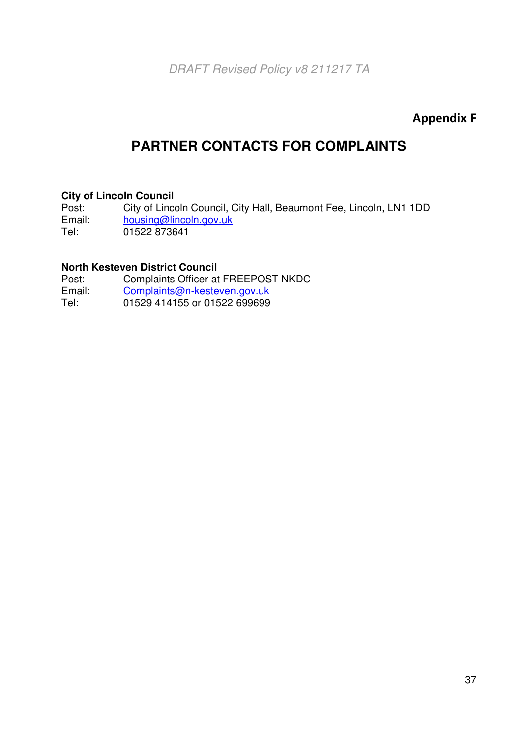Appendix F

# PARTNER CONTACTS FOR COMPLAINTS

**City of Lincoln Council**
Post: City of Lincoln Council, City Hall, Beaumont Fee, Lincoln, LN1 1DD
Email: housing@lincoln.gov.uk
Tel: 01522 873641

**North Kesteven District Council**
Post: Complaints Officer at FREEPOST NKDC
Email: Complaints@n-kesteven.gov.uk
Tel: 01529 414155 or 01522 699699